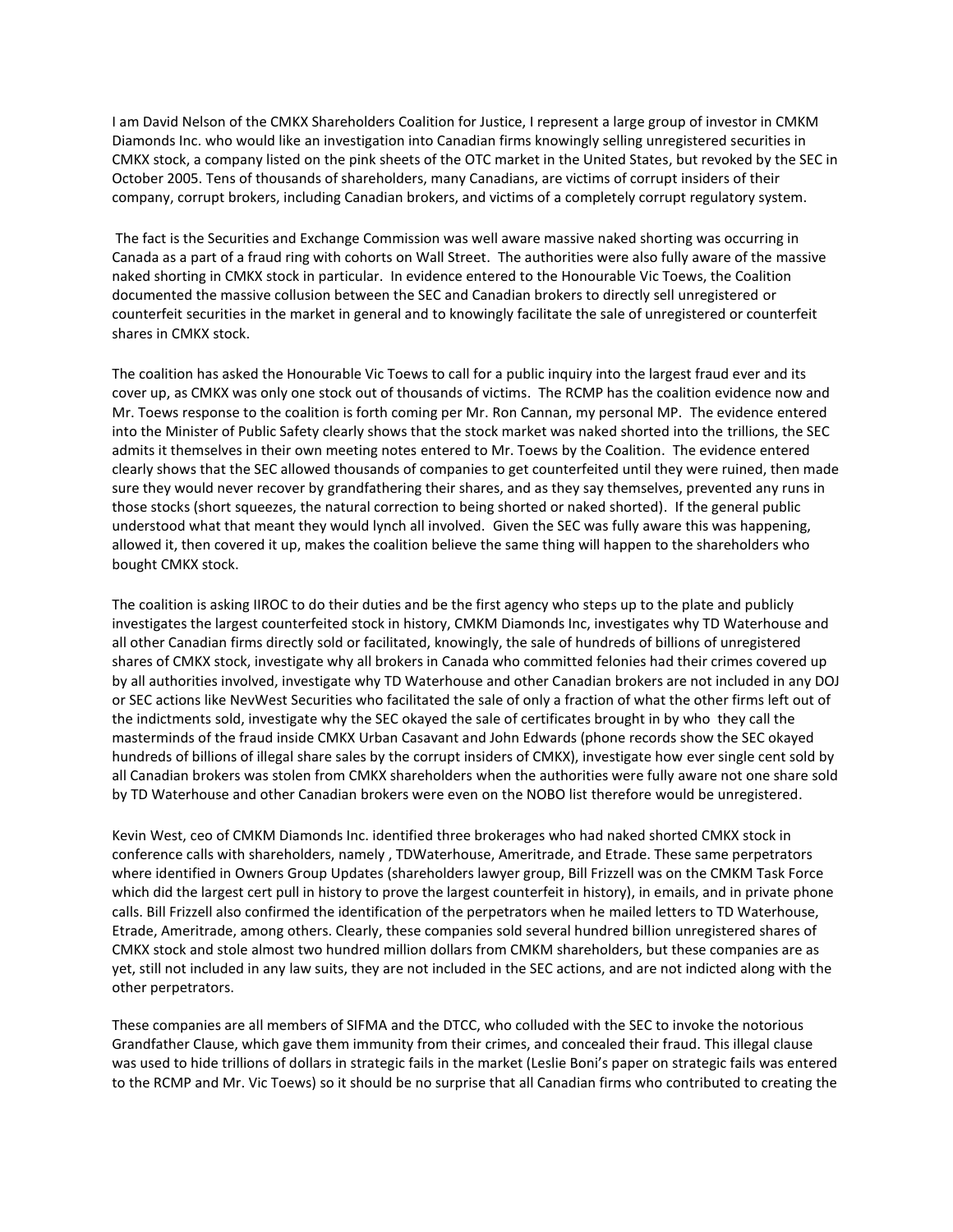I am David Nelson of the CMKX Shareholders Coalition for Justice, I represent a large group of investor in CMKM Diamonds Inc. who would like an investigation into Canadian firms knowingly selling unregistered securities in CMKX stock, a company listed on the pink sheets of the OTC market in the United States, but revoked by the SEC in October 2005. Tens of thousands of shareholders, many Canadians, are victims of corrupt insiders of their company, corrupt brokers, including Canadian brokers, and victims of a completely corrupt regulatory system.

The fact is the Securities and Exchange Commission was well aware massive naked shorting was occurring in Canada as a part of a fraud ring with cohorts on Wall Street. The authorities were also fully aware of the massive naked shorting in CMKX stock in particular. In evidence entered to the Honourable Vic Toews, the Coalition documented the massive collusion between the SEC and Canadian brokers to directly sell unregistered or counterfeit securities in the market in general and to knowingly facilitate the sale of unregistered or counterfeit shares in CMKX stock.

The coalition has asked the Honourable Vic Toews to call for a public inquiry into the largest fraud ever and its cover up, as CMKX was only one stock out of thousands of victims. The RCMP has the coalition evidence now and Mr. Toews response to the coalition is forth coming per Mr. Ron Cannan, my personal MP. The evidence entered into the Minister of Public Safety clearly shows that the stock market was naked shorted into the trillions, the SEC admits it themselves in their own meeting notes entered to Mr. Toews by the Coalition. The evidence entered clearly shows that the SEC allowed thousands of companies to get counterfeited until they were ruined, then made sure they would never recover by grandfathering their shares, and as they say themselves, prevented any runs in those stocks (short squeezes, the natural correction to being shorted or naked shorted). If the general public understood what that meant they would lynch all involved. Given the SEC was fully aware this was happening, allowed it, then covered it up, makes the coalition believe the same thing will happen to the shareholders who bought CMKX stock.

The coalition is asking IIROC to do their duties and be the first agency who steps up to the plate and publicly investigates the largest counterfeited stock in history, CMKM Diamonds Inc, investigates why TD Waterhouse and all other Canadian firms directly sold or facilitated, knowingly, the sale of hundreds of billions of unregistered shares of CMKX stock, investigate why all brokers in Canada who committed felonies had their crimes covered up by all authorities involved, investigate why TD Waterhouse and other Canadian brokers are not included in any DOJ or SEC actions like NevWest Securities who facilitated the sale of only a fraction of what the other firms left out of the indictments sold, investigate why the SEC okayed the sale of certificates brought in by who they call the masterminds of the fraud inside CMKX Urban Casavant and John Edwards (phone records show the SEC okayed hundreds of billions of illegal share sales by the corrupt insiders of CMKX), investigate how ever single cent sold by all Canadian brokers was stolen from CMKX shareholders when the authorities were fully aware not one share sold by TD Waterhouse and other Canadian brokers were even on the NOBO list therefore would be unregistered.

Kevin West, ceo of CMKM Diamonds Inc. identified three brokerages who had naked shorted CMKX stock in conference calls with shareholders, namely , TDWaterhouse, Ameritrade, and Etrade. These same perpetrators where identified in Owners Group Updates (shareholders lawyer group, Bill Frizzell was on the CMKM Task Force which did the largest cert pull in history to prove the largest counterfeit in history), in emails, and in private phone calls. Bill Frizzell also confirmed the identification of the perpetrators when he mailed letters to TD Waterhouse, Etrade, Ameritrade, among others. Clearly, these companies sold several hundred billion unregistered shares of CMKX stock and stole almost two hundred million dollars from CMKM shareholders, but these companies are as yet, still not included in any law suits, they are not included in the SEC actions, and are not indicted along with the other perpetrators.

These companies are all members of SIFMA and the DTCC, who colluded with the SEC to invoke the notorious Grandfather Clause, which gave them immunity from their crimes, and concealed their fraud. This illegal clause was used to hide trillions of dollars in strategic fails in the market (Leslie Boni's paper on strategic fails was entered to the RCMP and Mr. Vic Toews) so it should be no surprise that all Canadian firms who contributed to creating the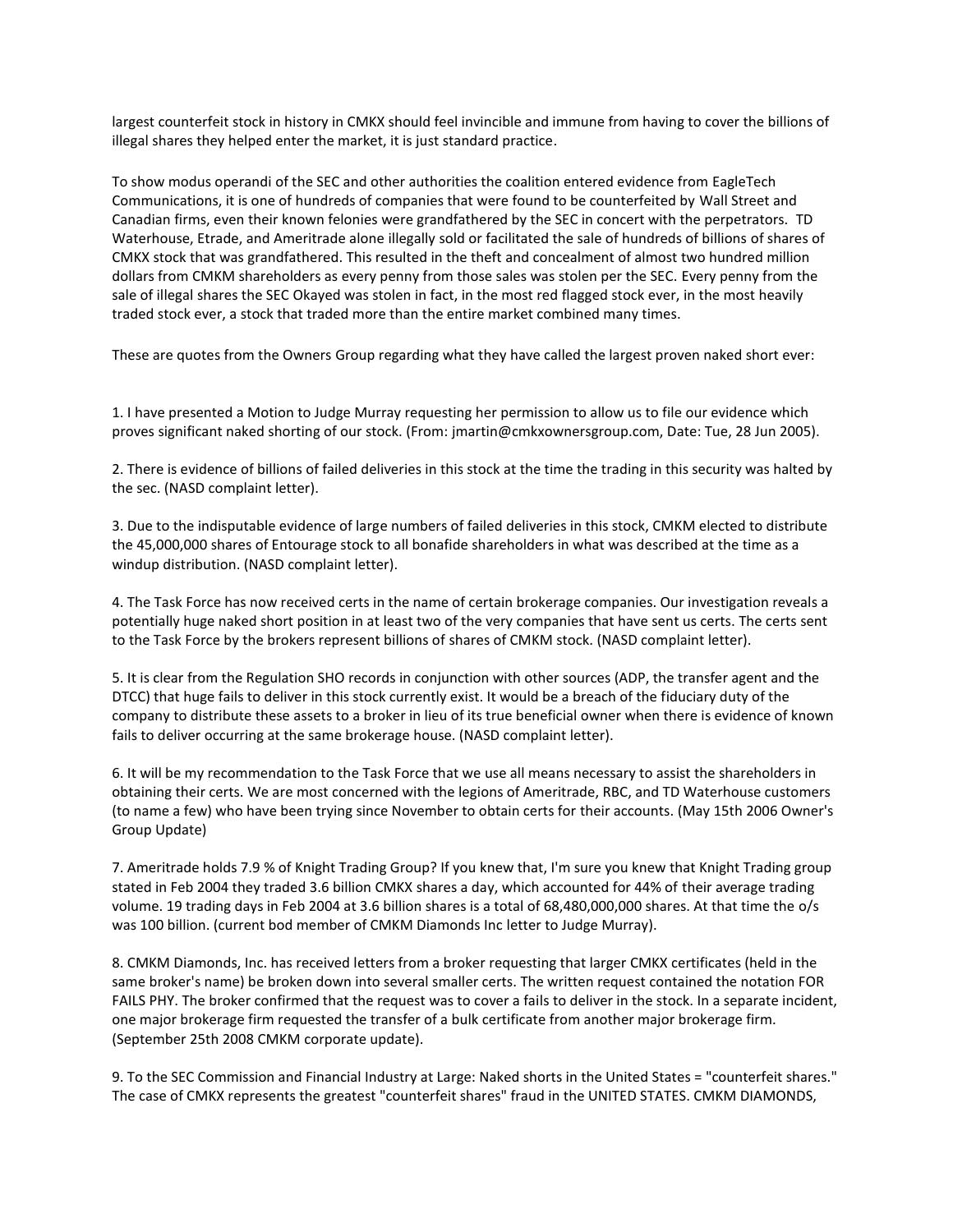largest counterfeit stock in history in CMKX should feel invincible and immune from having to cover the billions of illegal shares they helped enter the market, it is just standard practice.

To show modus operandi of the SEC and other authorities the coalition entered evidence from EagleTech Communications, it is one of hundreds of companies that were found to be counterfeited by Wall Street and Canadian firms, even their known felonies were grandfathered by the SEC in concert with the perpetrators. TD Waterhouse, Etrade, and Ameritrade alone illegally sold or facilitated the sale of hundreds of billions of shares of CMKX stock that was grandfathered. This resulted in the theft and concealment of almost two hundred million dollars from CMKM shareholders as every penny from those sales was stolen per the SEC. Every penny from the sale of illegal shares the SEC Okayed was stolen in fact, in the most red flagged stock ever, in the most heavily traded stock ever, a stock that traded more than the entire market combined many times.

These are quotes from the Owners Group regarding what they have called the largest proven naked short ever:

1. I have presented a Motion to Judge Murray requesting her permission to allow us to file our evidence which proves significant naked shorting of our stock. (From: jmartin@cmkxownersgroup.com, Date: Tue, 28 Jun 2005).

2. There is evidence of billions of failed deliveries in this stock at the time the trading in this security was halted by the sec. (NASD complaint letter).

3. Due to the indisputable evidence of large numbers of failed deliveries in this stock, CMKM elected to distribute the 45,000,000 shares of Entourage stock to all bonafide shareholders in what was described at the time as a windup distribution. (NASD complaint letter).

4. The Task Force has now received certs in the name of certain brokerage companies. Our investigation reveals a potentially huge naked short position in at least two of the very companies that have sent us certs. The certs sent to the Task Force by the brokers represent billions of shares of CMKM stock. (NASD complaint letter).

5. It is clear from the Regulation SHO records in conjunction with other sources (ADP, the transfer agent and the DTCC) that huge fails to deliver in this stock currently exist. It would be a breach of the fiduciary duty of the company to distribute these assets to a broker in lieu of its true beneficial owner when there is evidence of known fails to deliver occurring at the same brokerage house. (NASD complaint letter).

6. It will be my recommendation to the Task Force that we use all means necessary to assist the shareholders in obtaining their certs. We are most concerned with the legions of Ameritrade, RBC, and TD Waterhouse customers (to name a few) who have been trying since November to obtain certs for their accounts. (May 15th 2006 Owner's Group Update)

7. Ameritrade holds 7.9 % of Knight Trading Group? If you knew that, I'm sure you knew that Knight Trading group stated in Feb 2004 they traded 3.6 billion CMKX shares a day, which accounted for 44% of their average trading volume. 19 trading days in Feb 2004 at 3.6 billion shares is a total of 68,480,000,000 shares. At that time the o/s was 100 billion. (current bod member of CMKM Diamonds Inc letter to Judge Murray).

8. CMKM Diamonds, Inc. has received letters from a broker requesting that larger CMKX certificates (held in the same broker's name) be broken down into several smaller certs. The written request contained the notation FOR FAILS PHY. The broker confirmed that the request was to cover a fails to deliver in the stock. In a separate incident, one major brokerage firm requested the transfer of a bulk certificate from another major brokerage firm. (September 25th 2008 CMKM corporate update).

9. To the SEC Commission and Financial Industry at Large: Naked shorts in the United States = "counterfeit shares." The case of CMKX represents the greatest "counterfeit shares" fraud in the UNITED STATES. CMKM DIAMONDS,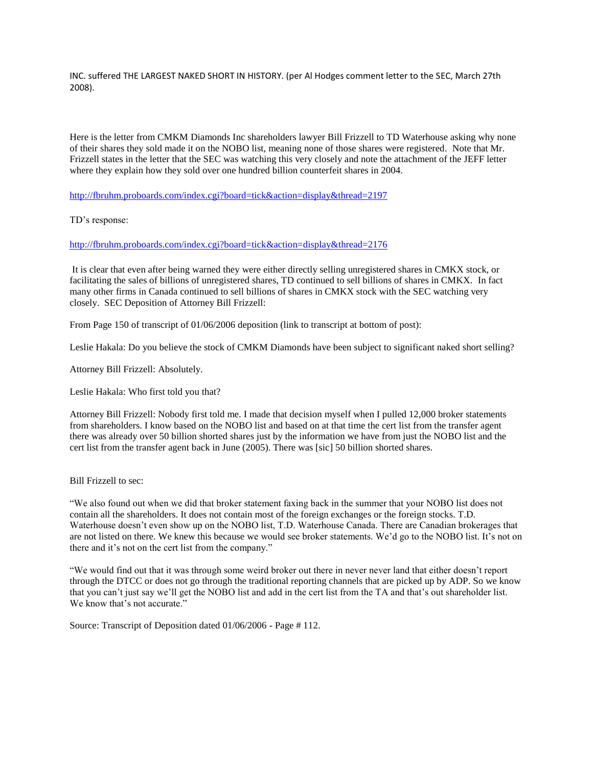INC. suffered THE LARGEST NAKED SHORT IN HISTORY. (per Al Hodges comment letter to the SEC, March 27th 2008).

Here is the letter from CMKM Diamonds Inc shareholders lawyer Bill Frizzell to TD Waterhouse asking why none of their shares they sold made it on the NOBO list, meaning none of those shares were registered. Note that Mr. Frizzell states in the letter that the SEC was watching this very closely and note the attachment of the JEFF letter where they explain how they sold over one hundred billion counterfeit shares in 2004.

http://fbruhm.proboards.com/index.cgi?board=tick&action=display&thread=2197

TD's response:

http://fbruhm.proboards.com/index.cgi?board=tick&action=display&thread=2176

It is clear that even after being warned they were either directly selling unregistered shares in CMKX stock, or facilitating the sales of billions of unregistered shares, TD continued to sell billions of shares in CMKX. In fact many other firms in Canada continued to sell billions of shares in CMKX stock with the SEC watching very closely. SEC Deposition of Attorney Bill Frizzell:

From Page 150 of transcript of 01/06/2006 deposition (link to transcript at bottom of post):

Leslie Hakala: Do you believe the stock of CMKM Diamonds have been subject to significant naked short selling?

Attorney Bill Frizzell: Absolutely.

Leslie Hakala: Who first told you that?

Attorney Bill Frizzell: Nobody first told me. I made that decision myself when I pulled 12,000 broker statements from shareholders. I know based on the NOBO list and based on at that time the cert list from the transfer agent there was already over 50 billion shorted shares just by the information we have from just the NOBO list and the cert list from the transfer agent back in June (2005). There was [sic] 50 billion shorted shares.

Bill Frizzell to sec:

"We also found out when we did that broker statement faxing back in the summer that your NOBO list does not contain all the shareholders. It does not contain most of the foreign exchanges or the foreign stocks. T.D. Waterhouse doesn't even show up on the NOBO list, T.D. Waterhouse Canada. There are Canadian brokerages that are not listed on there. We knew this because we would see broker statements. We'd go to the NOBO list. It's not on there and it's not on the cert list from the company."

"We would find out that it was through some weird broker out there in never never land that either doesn't report through the DTCC or does not go through the traditional reporting channels that are picked up by ADP. So we know that you can't just say we'll get the NOBO list and add in the cert list from the TA and that's out shareholder list. We know that's not accurate."

Source: Transcript of Deposition dated 01/06/2006 - Page # 112.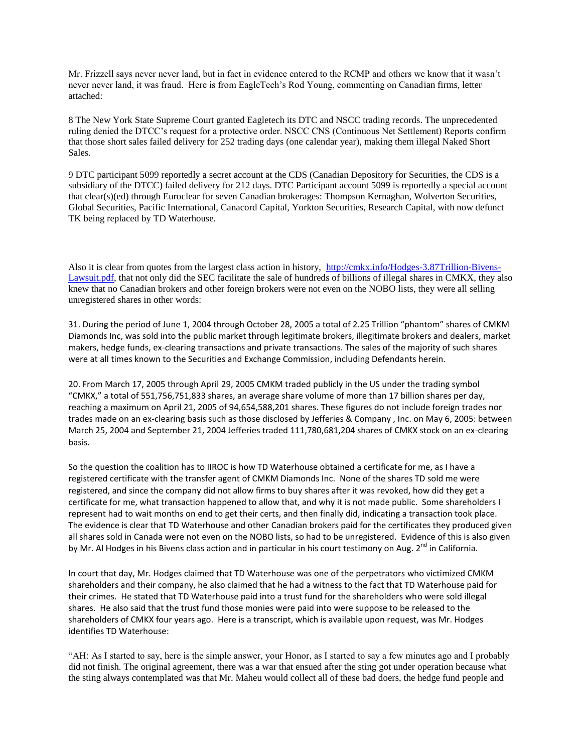Mr. Frizzell says never never land, but in fact in evidence entered to the RCMP and others we know that it wasn't never never land, it was fraud. Here is from EagleTech's Rod Young, commenting on Canadian firms, letter attached:

8 The New York State Supreme Court granted Eagletech its DTC and NSCC trading records. The unprecedented ruling denied the DTCC's request for a protective order. NSCC CNS (Continuous Net Settlement) Reports confirm that those short sales failed delivery for 252 trading days (one calendar year), making them illegal Naked Short Sales.

9 DTC participant 5099 reportedly a secret account at the CDS (Canadian Depository for Securities, the CDS is a subsidiary of the DTCC) failed delivery for 212 days. DTC Participant account 5099 is reportedly a special account that clear(s)(ed) through Euroclear for seven Canadian brokerages: Thompson Kernaghan, Wolverton Securities, Global Securities, Pacific International, Canacord Capital, Yorkton Securities, Research Capital, with now defunct TK being replaced by TD Waterhouse.

Also it is clear from quotes from the largest class action in history, [http://cmkx.info/Hodges-3.87Trillion-Bivens-Lawsuit.pdf](http://cmkx.info/Hodges-3.87Trillion-Bivens-Lawsuit.pdf), that not only did the SEC facilitate the sale of hundreds of billions of illegal shares in CMKX, they also knew that no Canadian brokers and other foreign brokers were not even on the NOBO lists, they were all selling unregistered shares in other words:

31. During the period of June 1, 2004 through October 28, 2005 a total of 2.25 Trillion "phantom" shares of CMKM Diamonds Inc, was sold into the public market through legitimate brokers, illegitimate brokers and dealers, market makers, hedge funds, ex-clearing transactions and private transactions. The sales of the majority of such shares were at all times known to the Securities and Exchange Commission, including Defendants herein.

20. From March 17, 2005 through April 29, 2005 CMKM traded publicly in the US under the trading symbol "CMKX," a total of 551,756,751,833 shares, an average share volume of more than 17 billion shares per day, reaching a maximum on April 21, 2005 of 94,654,588,201 shares. These figures do not include foreign trades nor trades made on an ex-clearing basis such as those disclosed by Jefferies & Company , Inc. on May 6, 2005: between March 25, 2004 and September 21, 2004 Jefferies traded 111,780,681,204 shares of CMKX stock on an ex-clearing basis.

So the question the coalition has to IIROC is how TD Waterhouse obtained a certificate for me, as I have a registered certificate with the transfer agent of CMKM Diamonds Inc. None of the shares TD sold me were registered, and since the company did not allow firms to buy shares after it was revoked, how did they get a certificate for me, what transaction happened to allow that, and why it is not made public. Some shareholders I represent had to wait months on end to get their certs, and then finally did, indicating a transaction took place. The evidence is clear that TD Waterhouse and other Canadian brokers paid for the certificates they produced given all shares sold in Canada were not even on the NOBO lists, so had to be unregistered. Evidence of this is also given by Mr. Al Hodges in his Bivens class action and in particular in his court testimony on Aug. 2nd in California.

In court that day, Mr. Hodges claimed that TD Waterhouse was one of the perpetrators who victimized CMKM shareholders and their company, he also claimed that he had a witness to the fact that TD Waterhouse paid for their crimes. He stated that TD Waterhouse paid into a trust fund for the shareholders who were sold illegal shares. He also said that the trust fund those monies were paid into were suppose to be released to the shareholders of CMKX four years ago. Here is a transcript, which is available upon request, was Mr. Hodges identifies TD Waterhouse:

"AH: As I started to say, here is the simple answer, your Honor, as I started to say a few minutes ago and I probably did not finish. The original agreement, there was a war that ensued after the sting got under operation because what the sting always contemplated was that Mr. Maheu would collect all of these bad doers, the hedge fund people and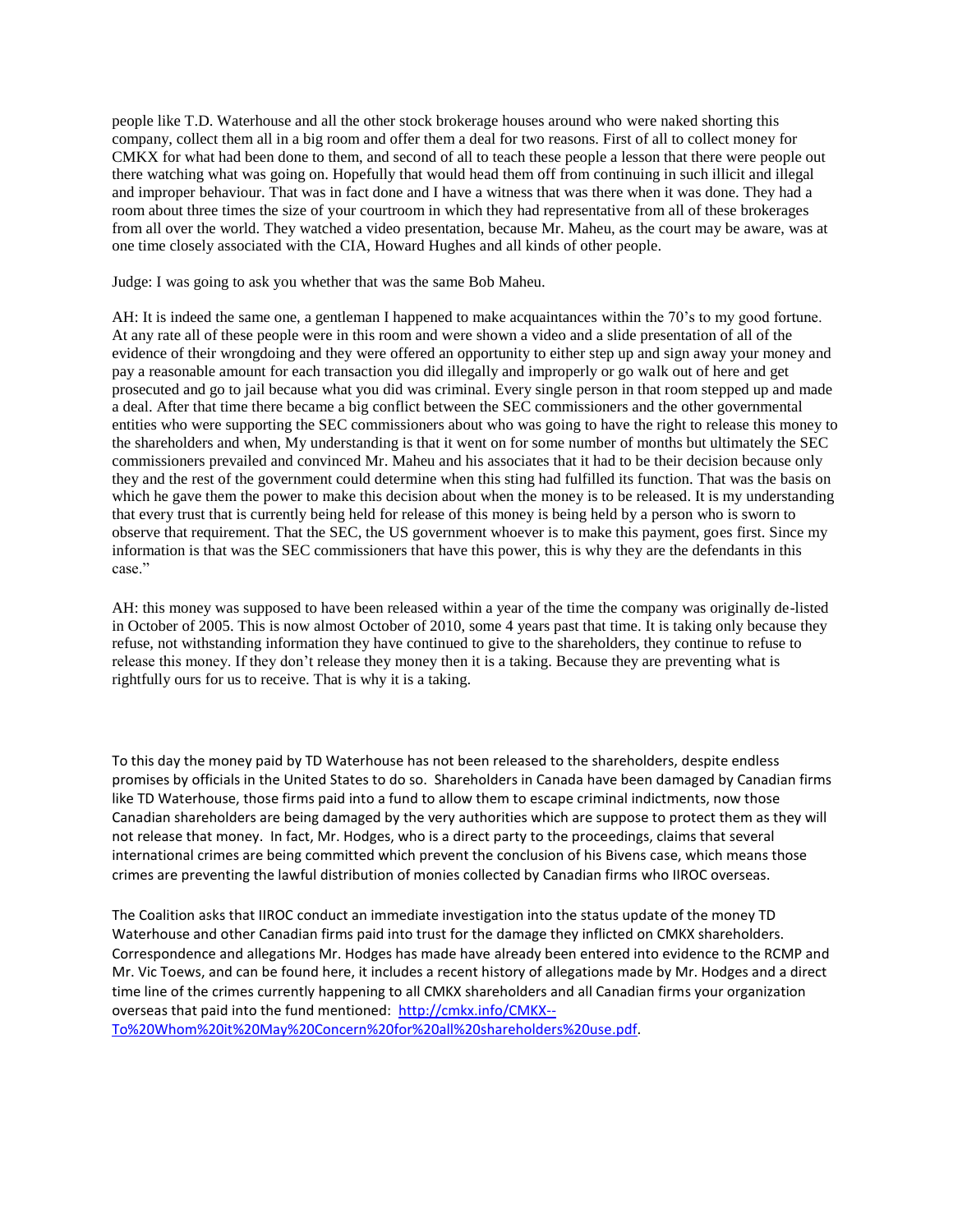people like T.D. Waterhouse and all the other stock brokerage houses around who were naked shorting this company, collect them all in a big room and offer them a deal for two reasons. First of all to collect money for CMKX for what had been done to them, and second of all to teach these people a lesson that there were people out there watching what was going on. Hopefully that would head them off from continuing in such illicit and illegal and improper behaviour. That was in fact done and I have a witness that was there when it was done. They had a room about three times the size of your courtroom in which they had representative from all of these brokerages from all over the world. They watched a video presentation, because Mr. Maheu, as the court may be aware, was at one time closely associated with the CIA, Howard Hughes and all kinds of other people.

Judge: I was going to ask you whether that was the same Bob Maheu.

AH: It is indeed the same one, a gentleman I happened to make acquaintances within the 70's to my good fortune. At any rate all of these people were in this room and were shown a video and a slide presentation of all of the evidence of their wrongdoing and they were offered an opportunity to either step up and sign away your money and pay a reasonable amount for each transaction you did illegally and improperly or go walk out of here and get prosecuted and go to jail because what you did was criminal. Every single person in that room stepped up and made a deal. After that time there became a big conflict between the SEC commissioners and the other governmental entities who were supporting the SEC commissioners about who was going to have the right to release this money to the shareholders and when, My understanding is that it went on for some number of months but ultimately the SEC commissioners prevailed and convinced Mr. Maheu and his associates that it had to be their decision because only they and the rest of the government could determine when this sting had fulfilled its function. That was the basis on which he gave them the power to make this decision about when the money is to be released. It is my understanding that every trust that is currently being held for release of this money is being held by a person who is sworn to observe that requirement. That the SEC, the US government whoever is to make this payment, goes first. Since my information is that was the SEC commissioners that have this power, this is why they are the defendants in this case."

AH: this money was supposed to have been released within a year of the time the company was originally de-listed in October of 2005. This is now almost October of 2010, some 4 years past that time. It is taking only because they refuse, not withstanding information they have continued to give to the shareholders, they continue to refuse to release this money. If they don't release they money then it is a taking. Because they are preventing what is rightfully ours for us to receive. That is why it is a taking.

To this day the money paid by TD Waterhouse has not been released to the shareholders, despite endless promises by officials in the United States to do so. Shareholders in Canada have been damaged by Canadian firms like TD Waterhouse, those firms paid into a fund to allow them to escape criminal indictments, now those Canadian shareholders are being damaged by the very authorities which are suppose to protect them as they will not release that money. In fact, Mr. Hodges, who is a direct party to the proceedings, claims that several international crimes are being committed which prevent the conclusion of his Bivens case, which means those crimes are preventing the lawful distribution of monies collected by Canadian firms who IIROC overseas.

The Coalition asks that IIROC conduct an immediate investigation into the status update of the money TD Waterhouse and other Canadian firms paid into trust for the damage they inflicted on CMKX shareholders. Correspondence and allegations Mr. Hodges has made have already been entered into evidence to the RCMP and Mr. Vic Toews, and can be found here, it includes a recent history of allegations made by Mr. Hodges and a direct time line of the crimes currently happening to all CMKX shareholders and all Canadian firms your organization overseas that paid into the fund mentioned: [http://cmkx.info/CMKX--To%20Whom%20it%20May%20Concern%20for%20all%20shareholders%20use.pdf](http://cmkx.info/CMKX--To%20Whom%20it%20May%20Concern%20for%20all%20shareholders%20use.pdf).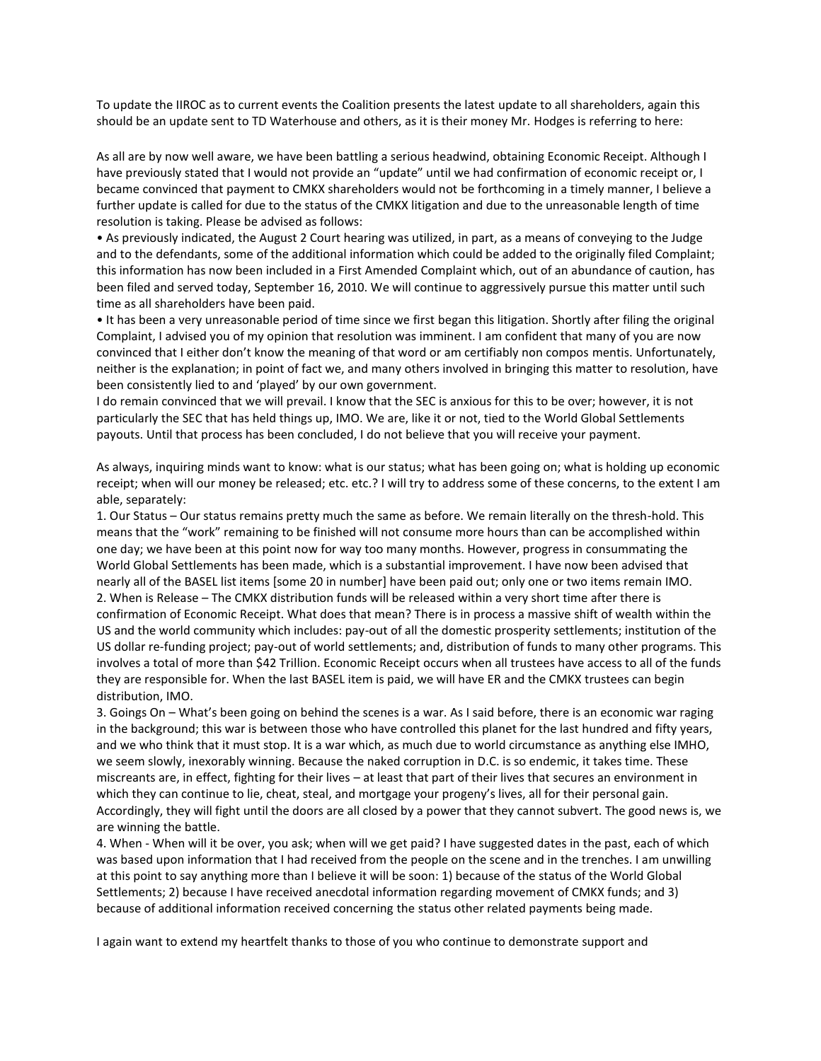To update the IIROC as to current events the Coalition presents the latest update to all shareholders, again this should be an update sent to TD Waterhouse and others, as it is their money Mr. Hodges is referring to here:

As all are by now well aware, we have been battling a serious headwind, obtaining Economic Receipt. Although I have previously stated that I would not provide an "update" until we had confirmation of economic receipt or, I became convinced that payment to CMKX shareholders would not be forthcoming in a timely manner, I believe a further update is called for due to the status of the CMKX litigation and due to the unreasonable length of time resolution is taking. Please be advised as follows:

- As previously indicated, the August 2 Court hearing was utilized, in part, as a means of conveying to the Judge and to the defendants, some of the additional information which could be added to the originally filed Complaint; this information has now been included in a First Amended Complaint which, out of an abundance of caution, has been filed and served today, September 16, 2010. We will continue to aggressively pursue this matter until such time as all shareholders have been paid.
- It has been a very unreasonable period of time since we first began this litigation. Shortly after filing the original Complaint, I advised you of my opinion that resolution was imminent. I am confident that many of you are now convinced that I either don't know the meaning of that word or am certifiably non compos mentis. Unfortunately, neither is the explanation; in point of fact we, and many others involved in bringing this matter to resolution, have been consistently lied to and 'played' by our own government.

I do remain convinced that we will prevail. I know that the SEC is anxious for this to be over; however, it is not particularly the SEC that has held things up, IMO. We are, like it or not, tied to the World Global Settlements payouts. Until that process has been concluded, I do not believe that you will receive your payment.

As always, inquiring minds want to know: what is our status; what has been going on; what is holding up economic receipt; when will our money be released; etc. etc.? I will try to address some of these concerns, to the extent I am able, separately:

1. Our Status – Our status remains pretty much the same as before. We remain literally on the thresh-hold. This means that the "work" remaining to be finished will not consume more hours than can be accomplished within one day; we have been at this point now for way too many months. However, progress in consummating the World Global Settlements has been made, which is a substantial improvement. I have now been advised that nearly all of the BASEL list items [some 20 in number] have been paid out; only one or two items remain IMO.
2. When is Release – The CMKX distribution funds will be released within a very short time after there is confirmation of Economic Receipt. What does that mean? There is in process a massive shift of wealth within the US and the world community which includes: pay-out of all the domestic prosperity settlements; institution of the US dollar re-funding project; pay-out of world settlements; and, distribution of funds to many other programs. This involves a total of more than $42 Trillion. Economic Receipt occurs when all trustees have access to all of the funds they are responsible for. When the last BASEL item is paid, we will have ER and the CMKX trustees can begin distribution, IMO.
3. Goings On – What's been going on behind the scenes is a war. As I said before, there is an economic war raging in the background; this war is between those who have controlled this planet for the last hundred and fifty years, and we who think that it must stop. It is a war which, as much due to world circumstance as anything else IMHO, we seem slowly, inexorably winning. Because the naked corruption in D.C. is so endemic, it takes time. These miscreants are, in effect, fighting for their lives – at least that part of their lives that secures an environment in which they can continue to lie, cheat, steal, and mortgage your progeny's lives, all for their personal gain. Accordingly, they will fight until the doors are all closed by a power that they cannot subvert. The good news is, we are winning the battle.
4. When - When will it be over, you ask; when will we get paid? I have suggested dates in the past, each of which was based upon information that I had received from the people on the scene and in the trenches. I am unwilling at this point to say anything more than I believe it will be soon: 1) because of the status of the World Global Settlements; 2) because I have received anecdotal information regarding movement of CMKX funds; and 3) because of additional information received concerning the status other related payments being made.

I again want to extend my heartfelt thanks to those of you who continue to demonstrate support and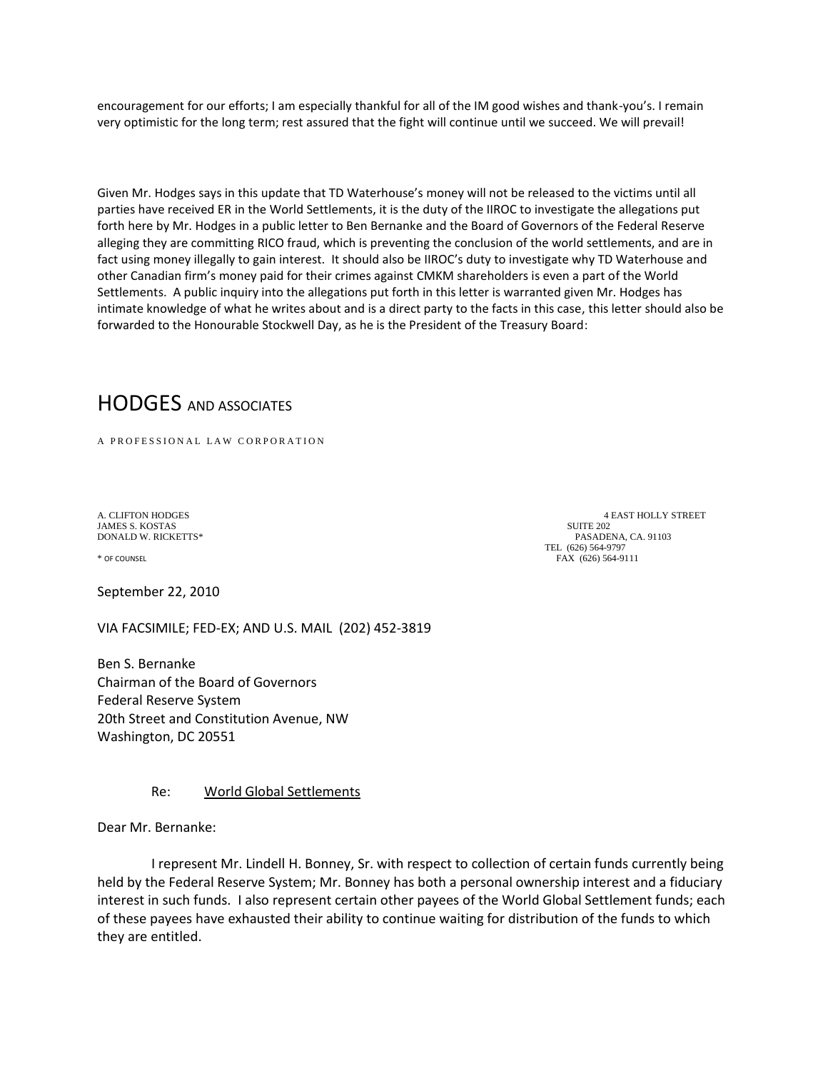encouragement for our efforts; I am especially thankful for all of the IM good wishes and thank-you's. I remain very optimistic for the long term; rest assured that the fight will continue until we succeed. We will prevail!

Given Mr. Hodges says in this update that TD Waterhouse's money will not be released to the victims until all parties have received ER in the World Settlements, it is the duty of the IIROC to investigate the allegations put forth here by Mr. Hodges in a public letter to Ben Bernanke and the Board of Governors of the Federal Reserve alleging they are committing RICO fraud, which is preventing the conclusion of the world settlements, and are in fact using money illegally to gain interest. It should also be IIROC's duty to investigate why TD Waterhouse and other Canadian firm's money paid for their crimes against CMKM shareholders is even a part of the World Settlements. A public inquiry into the allegations put forth in this letter is warranted given Mr. Hodges has intimate knowledge of what he writes about and is a direct party to the facts in this case, this letter should also be forwarded to the Honourable Stockwell Day, as he is the President of the Treasury Board:

# HODGES AND ASSOCIATES

A PROFESSIONAL LAW CORPORATION

A. CLIFTON HODGES
JAMES S. KOSTAS
DONALD W. RICKETTS*

\* OF COUNSEL

4 EAST HOLLY STREET
SUITE 202
PASADENA, CA. 91103
TEL (626) 564-9797
FAX (626) 564-9111

September 22, 2010

VIA FACSIMILE; FED-EX; AND U.S. MAIL (202) 452-3819

Ben S. Bernanke
Chairman of the Board of Governors
Federal Reserve System
20th Street and Constitution Avenue, NW
Washington, DC 20551

Re: World Global Settlements

Dear Mr. Bernanke:

I represent Mr. Lindell H. Bonney, Sr. with respect to collection of certain funds currently being held by the Federal Reserve System; Mr. Bonney has both a personal ownership interest and a fiduciary interest in such funds. I also represent certain other payees of the World Global Settlement funds; each of these payees have exhausted their ability to continue waiting for distribution of the funds to which they are entitled.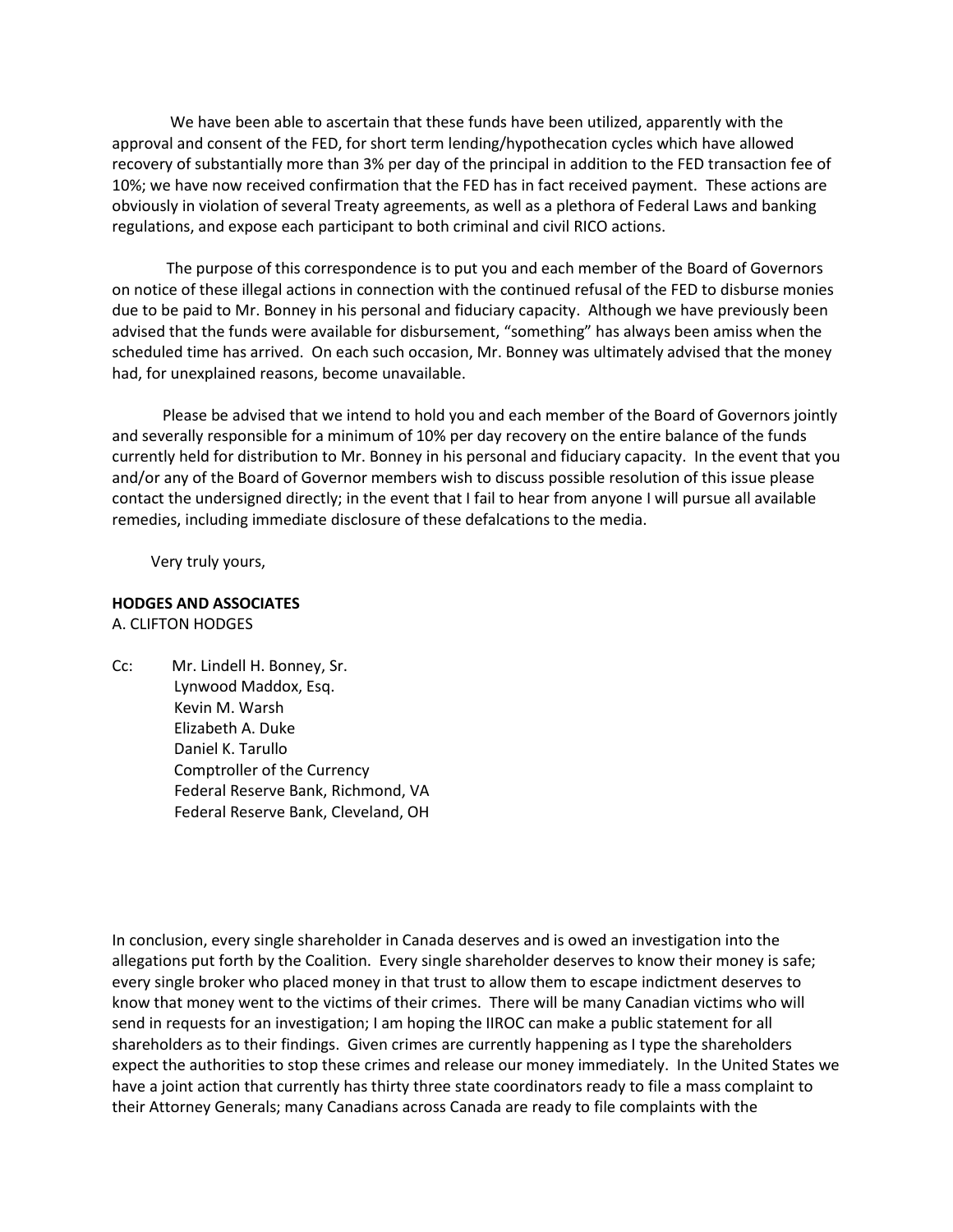We have been able to ascertain that these funds have been utilized, apparently with the approval and consent of the FED, for short term lending/hypothecation cycles which have allowed recovery of substantially more than 3% per day of the principal in addition to the FED transaction fee of 10%; we have now received confirmation that the FED has in fact received payment. These actions are obviously in violation of several Treaty agreements, as well as a plethora of Federal Laws and banking regulations, and expose each participant to both criminal and civil RICO actions.

The purpose of this correspondence is to put you and each member of the Board of Governors on notice of these illegal actions in connection with the continued refusal of the FED to disburse monies due to be paid to Mr. Bonney in his personal and fiduciary capacity. Although we have previously been advised that the funds were available for disbursement, "something" has always been amiss when the scheduled time has arrived. On each such occasion, Mr. Bonney was ultimately advised that the money had, for unexplained reasons, become unavailable.

Please be advised that we intend to hold you and each member of the Board of Governors jointly and severally responsible for a minimum of 10% per day recovery on the entire balance of the funds currently held for distribution to Mr. Bonney in his personal and fiduciary capacity. In the event that you and/or any of the Board of Governor members wish to discuss possible resolution of this issue please contact the undersigned directly; in the event that I fail to hear from anyone I will pursue all available remedies, including immediate disclosure of these defalcations to the media.

Very truly yours,

**HODGES AND ASSOCIATES**
A. CLIFTON HODGES

Cc: Mr. Lindell H. Bonney, Sr.
Lynwood Maddox, Esq.
Kevin M. Warsh
Elizabeth A. Duke
Daniel K. Tarullo
Comptroller of the Currency
Federal Reserve Bank, Richmond, VA
Federal Reserve Bank, Cleveland, OH

In conclusion, every single shareholder in Canada deserves and is owed an investigation into the allegations put forth by the Coalition. Every single shareholder deserves to know their money is safe; every single broker who placed money in that trust to allow them to escape indictment deserves to know that money went to the victims of their crimes. There will be many Canadian victims who will send in requests for an investigation; I am hoping the IIROC can make a public statement for all shareholders as to their findings. Given crimes are currently happening as I type the shareholders expect the authorities to stop these crimes and release our money immediately. In the United States we have a joint action that currently has thirty three state coordinators ready to file a mass complaint to their Attorney Generals; many Canadians across Canada are ready to file complaints with the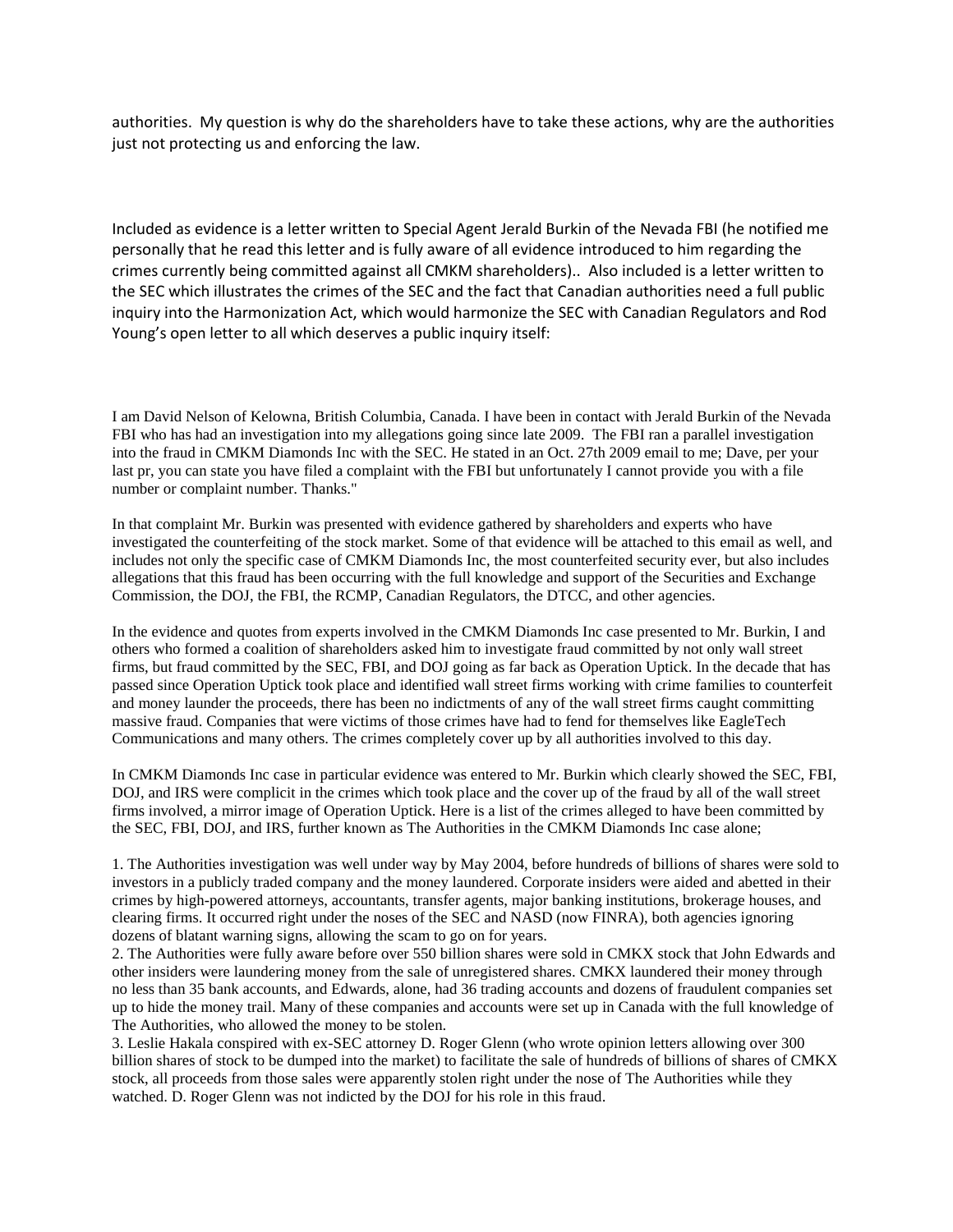authorities. My question is why do the shareholders have to take these actions, why are the authorities just not protecting us and enforcing the law.

Included as evidence is a letter written to Special Agent Jerald Burkin of the Nevada FBI (he notified me personally that he read this letter and is fully aware of all evidence introduced to him regarding the crimes currently being committed against all CMKM shareholders).. Also included is a letter written to the SEC which illustrates the crimes of the SEC and the fact that Canadian authorities need a full public inquiry into the Harmonization Act, which would harmonize the SEC with Canadian Regulators and Rod Young's open letter to all which deserves a public inquiry itself:

I am David Nelson of Kelowna, British Columbia, Canada. I have been in contact with Jerald Burkin of the Nevada FBI who has had an investigation into my allegations going since late 2009. The FBI ran a parallel investigation into the fraud in CMKM Diamonds Inc with the SEC. He stated in an Oct. 27th 2009 email to me; Dave, per your last pr, you can state you have filed a complaint with the FBI but unfortunately I cannot provide you with a file number or complaint number. Thanks."

In that complaint Mr. Burkin was presented with evidence gathered by shareholders and experts who have investigated the counterfeiting of the stock market. Some of that evidence will be attached to this email as well, and includes not only the specific case of CMKM Diamonds Inc, the most counterfeited security ever, but also includes allegations that this fraud has been occurring with the full knowledge and support of the Securities and Exchange Commission, the DOJ, the FBI, the RCMP, Canadian Regulators, the DTCC, and other agencies.

In the evidence and quotes from experts involved in the CMKM Diamonds Inc case presented to Mr. Burkin, I and others who formed a coalition of shareholders asked him to investigate fraud committed by not only wall street firms, but fraud committed by the SEC, FBI, and DOJ going as far back as Operation Uptick. In the decade that has passed since Operation Uptick took place and identified wall street firms working with crime families to counterfeit and money launder the proceeds, there has been no indictments of any of the wall street firms caught committing massive fraud. Companies that were victims of those crimes have had to fend for themselves like EagleTech Communications and many others. The crimes completely cover up by all authorities involved to this day.

In CMKM Diamonds Inc case in particular evidence was entered to Mr. Burkin which clearly showed the SEC, FBI, DOJ, and IRS were complicit in the crimes which took place and the cover up of the fraud by all of the wall street firms involved, a mirror image of Operation Uptick. Here is a list of the crimes alleged to have been committed by the SEC, FBI, DOJ, and IRS, further known as The Authorities in the CMKM Diamonds Inc case alone;

1. The Authorities investigation was well under way by May 2004, before hundreds of billions of shares were sold to investors in a publicly traded company and the money laundered. Corporate insiders were aided and abetted in their crimes by high-powered attorneys, accountants, transfer agents, major banking institutions, brokerage houses, and clearing firms. It occurred right under the noses of the SEC and NASD (now FINRA), both agencies ignoring dozens of blatant warning signs, allowing the scam to go on for years.
2. The Authorities were fully aware before over 550 billion shares were sold in CMKX stock that John Edwards and other insiders were laundering money from the sale of unregistered shares. CMKX laundered their money through no less than 35 bank accounts, and Edwards, alone, had 36 trading accounts and dozens of fraudulent companies set up to hide the money trail. Many of these companies and accounts were set up in Canada with the full knowledge of The Authorities, who allowed the money to be stolen.
3. Leslie Hakala conspired with ex-SEC attorney D. Roger Glenn (who wrote opinion letters allowing over 300 billion shares of stock to be dumped into the market) to facilitate the sale of hundreds of billions of shares of CMKX stock, all proceeds from those sales were apparently stolen right under the nose of The Authorities while they watched. D. Roger Glenn was not indicted by the DOJ for his role in this fraud.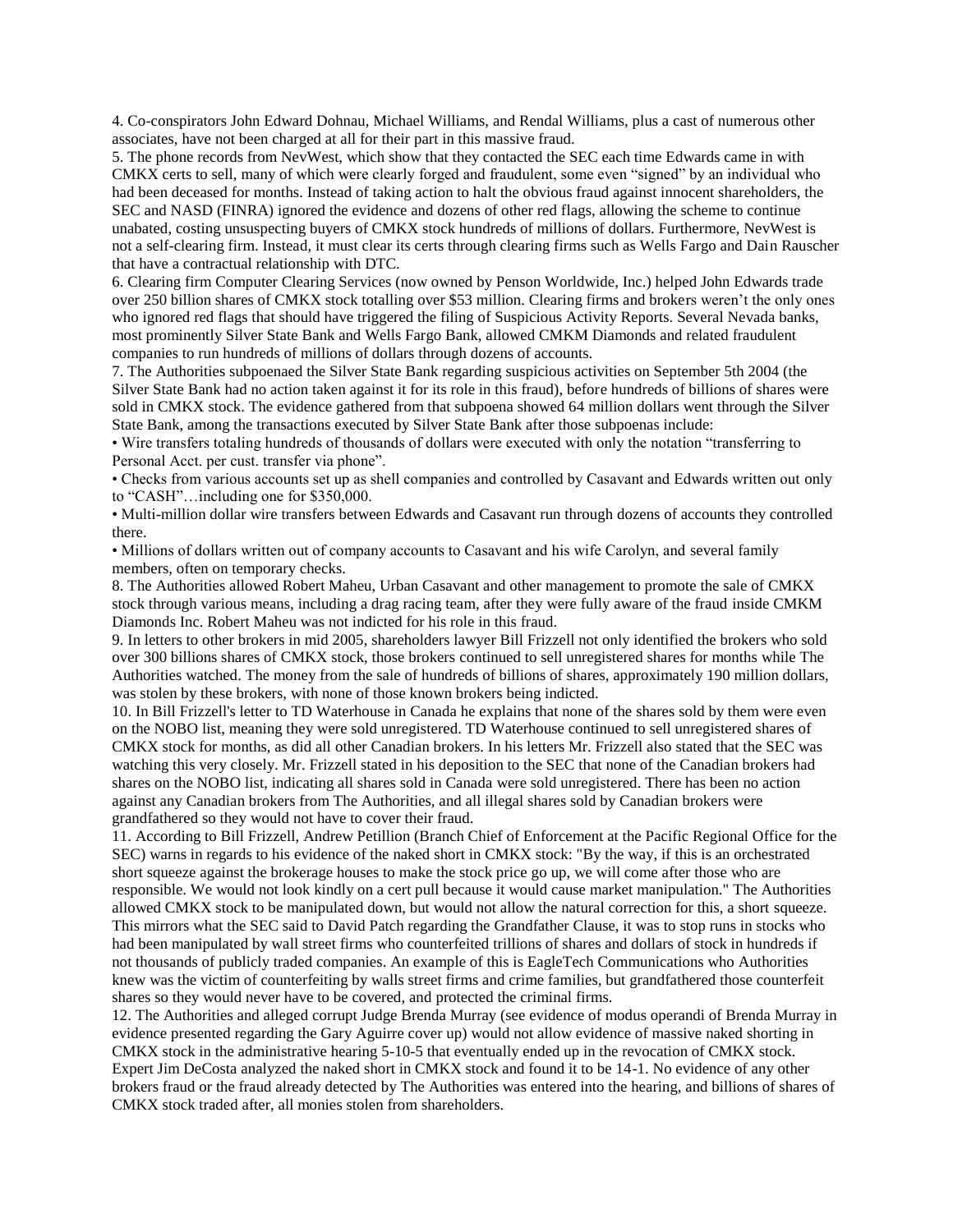4. Co-conspirators John Edward Dohnau, Michael Williams, and Rendal Williams, plus a cast of numerous other associates, have not been charged at all for their part in this massive fraud.

5. The phone records from NevWest, which show that they contacted the SEC each time Edwards came in with CMKX certs to sell, many of which were clearly forged and fraudulent, some even "signed" by an individual who had been deceased for months. Instead of taking action to halt the obvious fraud against innocent shareholders, the SEC and NASD (FINRA) ignored the evidence and dozens of other red flags, allowing the scheme to continue unabated, costing unsuspecting buyers of CMKX stock hundreds of millions of dollars. Furthermore, NevWest is not a self-clearing firm. Instead, it must clear its certs through clearing firms such as Wells Fargo and Dain Rauscher that have a contractual relationship with DTC.

6. Clearing firm Computer Clearing Services (now owned by Penson Worldwide, Inc.) helped John Edwards trade over 250 billion shares of CMKX stock totalling over $53 million. Clearing firms and brokers weren't the only ones who ignored red flags that should have triggered the filing of Suspicious Activity Reports. Several Nevada banks, most prominently Silver State Bank and Wells Fargo Bank, allowed CMKM Diamonds and related fraudulent companies to run hundreds of millions of dollars through dozens of accounts.

7. The Authorities subpoenaed the Silver State Bank regarding suspicious activities on September 5th 2004 (the Silver State Bank had no action taken against it for its role in this fraud), before hundreds of billions of shares were sold in CMKX stock. The evidence gathered from that subpoena showed 64 million dollars went through the Silver State Bank, among the transactions executed by Silver State Bank after those subpoenas include:

- Wire transfers totaling hundreds of thousands of dollars were executed with only the notation "transferring to Personal Acct. per cust. transfer via phone".
- Checks from various accounts set up as shell companies and controlled by Casavant and Edwards written out only to "CASH"…including one for $350,000.
- Multi-million dollar wire transfers between Edwards and Casavant run through dozens of accounts they controlled there.
- Millions of dollars written out of company accounts to Casavant and his wife Carolyn, and several family members, often on temporary checks.

8. The Authorities allowed Robert Maheu, Urban Casavant and other management to promote the sale of CMKX stock through various means, including a drag racing team, after they were fully aware of the fraud inside CMKM Diamonds Inc. Robert Maheu was not indicted for his role in this fraud.

9. In letters to other brokers in mid 2005, shareholders lawyer Bill Frizzell not only identified the brokers who sold over 300 billions shares of CMKX stock, those brokers continued to sell unregistered shares for months while The Authorities watched. The money from the sale of hundreds of billions of shares, approximately 190 million dollars, was stolen by these brokers, with none of those known brokers being indicted.

10. In Bill Frizzell's letter to TD Waterhouse in Canada he explains that none of the shares sold by them were even on the NOBO list, meaning they were sold unregistered. TD Waterhouse continued to sell unregistered shares of CMKX stock for months, as did all other Canadian brokers. In his letters Mr. Frizzell also stated that the SEC was watching this very closely. Mr. Frizzell stated in his deposition to the SEC that none of the Canadian brokers had shares on the NOBO list, indicating all shares sold in Canada were sold unregistered. There has been no action against any Canadian brokers from The Authorities, and all illegal shares sold by Canadian brokers were grandfathered so they would not have to cover their fraud.

11. According to Bill Frizzell, Andrew Petillion (Branch Chief of Enforcement at the Pacific Regional Office for the SEC) warns in regards to his evidence of the naked short in CMKX stock: "By the way, if this is an orchestrated short squeeze against the brokerage houses to make the stock price go up, we will come after those who are responsible. We would not look kindly on a cert pull because it would cause market manipulation." The Authorities allowed CMKX stock to be manipulated down, but would not allow the natural correction for this, a short squeeze. This mirrors what the SEC said to David Patch regarding the Grandfather Clause, it was to stop runs in stocks who had been manipulated by wall street firms who counterfeited trillions of shares and dollars of stock in hundreds if not thousands of publicly traded companies. An example of this is EagleTech Communications who Authorities knew was the victim of counterfeiting by walls street firms and crime families, but grandfathered those counterfeit shares so they would never have to be covered, and protected the criminal firms.

12. The Authorities and alleged corrupt Judge Brenda Murray (see evidence of modus operandi of Brenda Murray in evidence presented regarding the Gary Aguirre cover up) would not allow evidence of massive naked shorting in CMKX stock in the administrative hearing 5-10-5 that eventually ended up in the revocation of CMKX stock. Expert Jim DeCosta analyzed the naked short in CMKX stock and found it to be 14-1. No evidence of any other brokers fraud or the fraud already detected by The Authorities was entered into the hearing, and billions of shares of CMKX stock traded after, all monies stolen from shareholders.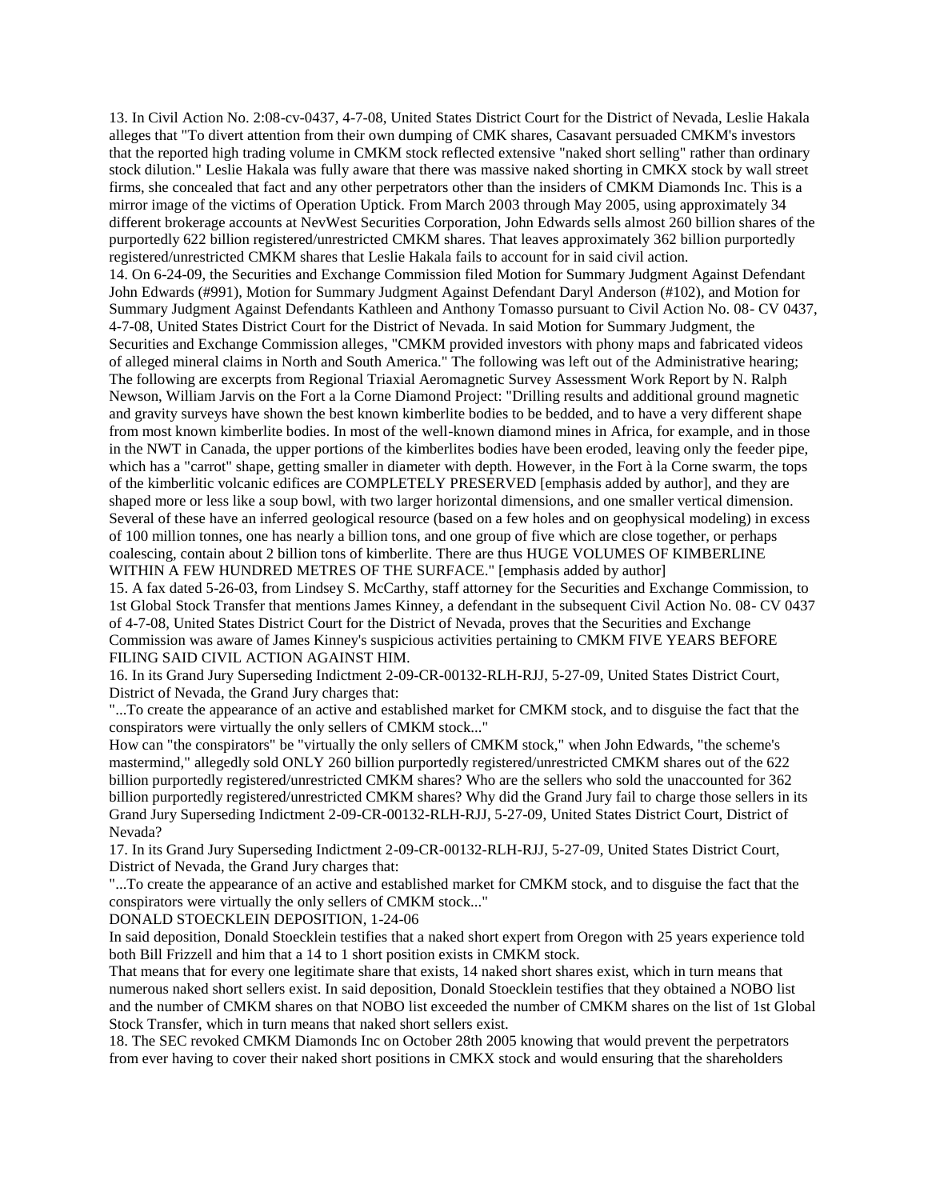13. In Civil Action No. 2:08-cv-0437, 4-7-08, United States District Court for the District of Nevada, Leslie Hakala alleges that "To divert attention from their own dumping of CMK shares, Casavant persuaded CMKM's investors that the reported high trading volume in CMKM stock reflected extensive "naked short selling" rather than ordinary stock dilution." Leslie Hakala was fully aware that there was massive naked shorting in CMKX stock by wall street firms, she concealed that fact and any other perpetrators other than the insiders of CMKM Diamonds Inc. This is a mirror image of the victims of Operation Uptick. From March 2003 through May 2005, using approximately 34 different brokerage accounts at NevWest Securities Corporation, John Edwards sells almost 260 billion shares of the purportedly 622 billion registered/unrestricted CMKM shares. That leaves approximately 362 billion purportedly registered/unrestricted CMKM shares that Leslie Hakala fails to account for in said civil action.

14. On 6-24-09, the Securities and Exchange Commission filed Motion for Summary Judgment Against Defendant John Edwards (#991), Motion for Summary Judgment Against Defendant Daryl Anderson (#102), and Motion for Summary Judgment Against Defendants Kathleen and Anthony Tomasso pursuant to Civil Action No. 08- CV 0437, 4-7-08, United States District Court for the District of Nevada. In said Motion for Summary Judgment, the Securities and Exchange Commission alleges, "CMKM provided investors with phony maps and fabricated videos of alleged mineral claims in North and South America." The following was left out of the Administrative hearing; The following are excerpts from Regional Triaxial Aeromagnetic Survey Assessment Work Report by N. Ralph Newson, William Jarvis on the Fort a la Corne Diamond Project: "Drilling results and additional ground magnetic and gravity surveys have shown the best known kimberlite bodies to be bedded, and to have a very different shape from most known kimberlite bodies. In most of the well-known diamond mines in Africa, for example, and in those in the NWT in Canada, the upper portions of the kimberlites bodies have been eroded, leaving only the feeder pipe, which has a "carrot" shape, getting smaller in diameter with depth. However, in the Fort à la Corne swarm, the tops of the kimberlitic volcanic edifices are COMPLETELY PRESERVED [emphasis added by author], and they are shaped more or less like a soup bowl, with two larger horizontal dimensions, and one smaller vertical dimension. Several of these have an inferred geological resource (based on a few holes and on geophysical modeling) in excess of 100 million tonnes, one has nearly a billion tons, and one group of five which are close together, or perhaps coalescing, contain about 2 billion tons of kimberlite. There are thus HUGE VOLUMES OF KIMBERLINE WITHIN A FEW HUNDRED METRES OF THE SURFACE." [emphasis added by author]

15. A fax dated 5-26-03, from Lindsey S. McCarthy, staff attorney for the Securities and Exchange Commission, to 1st Global Stock Transfer that mentions James Kinney, a defendant in the subsequent Civil Action No. 08- CV 0437 of 4-7-08, United States District Court for the District of Nevada, proves that the Securities and Exchange Commission was aware of James Kinney's suspicious activities pertaining to CMKM FIVE YEARS BEFORE FILING SAID CIVIL ACTION AGAINST HIM.

16. In its Grand Jury Superseding Indictment 2-09-CR-00132-RLH-RJJ, 5-27-09, United States District Court, District of Nevada, the Grand Jury charges that:

"...To create the appearance of an active and established market for CMKM stock, and to disguise the fact that the conspirators were virtually the only sellers of CMKM stock..."

How can "the conspirators" be "virtually the only sellers of CMKM stock," when John Edwards, "the scheme's mastermind," allegedly sold ONLY 260 billion purportedly registered/unrestricted CMKM shares out of the 622 billion purportedly registered/unrestricted CMKM shares? Who are the sellers who sold the unaccounted for 362 billion purportedly registered/unrestricted CMKM shares? Why did the Grand Jury fail to charge those sellers in its Grand Jury Superseding Indictment 2-09-CR-00132-RLH-RJJ, 5-27-09, United States District Court, District of Nevada?

17. In its Grand Jury Superseding Indictment 2-09-CR-00132-RLH-RJJ, 5-27-09, United States District Court, District of Nevada, the Grand Jury charges that:

"...To create the appearance of an active and established market for CMKM stock, and to disguise the fact that the conspirators were virtually the only sellers of CMKM stock..."

DONALD STOECKLEIN DEPOSITION, 1-24-06

In said deposition, Donald Stoecklein testifies that a naked short expert from Oregon with 25 years experience told both Bill Frizzell and him that a 14 to 1 short position exists in CMKM stock.

That means that for every one legitimate share that exists, 14 naked short shares exist, which in turn means that numerous naked short sellers exist. In said deposition, Donald Stoecklein testifies that they obtained a NOBO list and the number of CMKM shares on that NOBO list exceeded the number of CMKM shares on the list of 1st Global Stock Transfer, which in turn means that naked short sellers exist.

18. The SEC revoked CMKM Diamonds Inc on October 28th 2005 knowing that would prevent the perpetrators from ever having to cover their naked short positions in CMKX stock and would ensuring that the shareholders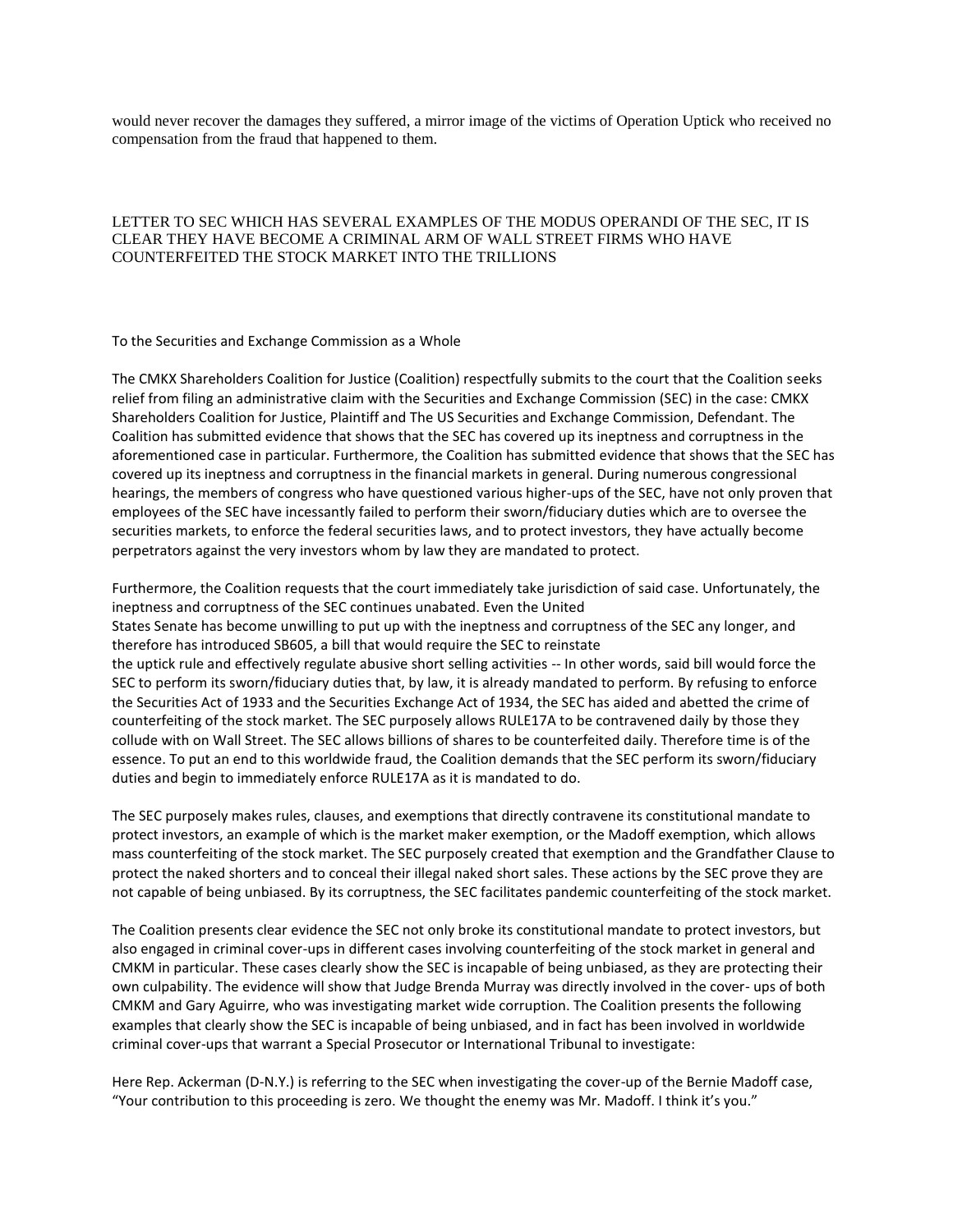would never recover the damages they suffered, a mirror image of the victims of Operation Uptick who received no compensation from the fraud that happened to them.

LETTER TO SEC WHICH HAS SEVERAL EXAMPLES OF THE MODUS OPERANDI OF THE SEC, IT IS CLEAR THEY HAVE BECOME A CRIMINAL ARM OF WALL STREET FIRMS WHO HAVE COUNTERFEITED THE STOCK MARKET INTO THE TRILLIONS

To the Securities and Exchange Commission as a Whole

The CMKX Shareholders Coalition for Justice (Coalition) respectfully submits to the court that the Coalition seeks relief from filing an administrative claim with the Securities and Exchange Commission (SEC) in the case: CMKX Shareholders Coalition for Justice, Plaintiff and The US Securities and Exchange Commission, Defendant. The Coalition has submitted evidence that shows that the SEC has covered up its ineptness and corruptness in the aforementioned case in particular. Furthermore, the Coalition has submitted evidence that shows that the SEC has covered up its ineptness and corruptness in the financial markets in general. During numerous congressional hearings, the members of congress who have questioned various higher-ups of the SEC, have not only proven that employees of the SEC have incessantly failed to perform their sworn/fiduciary duties which are to oversee the securities markets, to enforce the federal securities laws, and to protect investors, they have actually become perpetrators against the very investors whom by law they are mandated to protect.

Furthermore, the Coalition requests that the court immediately take jurisdiction of said case. Unfortunately, the ineptness and corruptness of the SEC continues unabated. Even the United States Senate has become unwilling to put up with the ineptness and corruptness of the SEC any longer, and therefore has introduced SB605, a bill that would require the SEC to reinstate the uptick rule and effectively regulate abusive short selling activities -- In other words, said bill would force the SEC to perform its sworn/fiduciary duties that, by law, it is already mandated to perform. By refusing to enforce the Securities Act of 1933 and the Securities Exchange Act of 1934, the SEC has aided and abetted the crime of counterfeiting of the stock market. The SEC purposely allows RULE17A to be contravened daily by those they collude with on Wall Street. The SEC allows billions of shares to be counterfeited daily. Therefore time is of the essence. To put an end to this worldwide fraud, the Coalition demands that the SEC perform its sworn/fiduciary duties and begin to immediately enforce RULE17A as it is mandated to do.

The SEC purposely makes rules, clauses, and exemptions that directly contravene its constitutional mandate to protect investors, an example of which is the market maker exemption, or the Madoff exemption, which allows mass counterfeiting of the stock market. The SEC purposely created that exemption and the Grandfather Clause to protect the naked shorters and to conceal their illegal naked short sales. These actions by the SEC prove they are not capable of being unbiased. By its corruptness, the SEC facilitates pandemic counterfeiting of the stock market.

The Coalition presents clear evidence the SEC not only broke its constitutional mandate to protect investors, but also engaged in criminal cover-ups in different cases involving counterfeiting of the stock market in general and CMKM in particular. These cases clearly show the SEC is incapable of being unbiased, as they are protecting their own culpability. The evidence will show that Judge Brenda Murray was directly involved in the cover- ups of both CMKM and Gary Aguirre, who was investigating market wide corruption. The Coalition presents the following examples that clearly show the SEC is incapable of being unbiased, and in fact has been involved in worldwide criminal cover-ups that warrant a Special Prosecutor or International Tribunal to investigate:

Here Rep. Ackerman (D-N.Y.) is referring to the SEC when investigating the cover-up of the Bernie Madoff case, "Your contribution to this proceeding is zero. We thought the enemy was Mr. Madoff. I think it's you."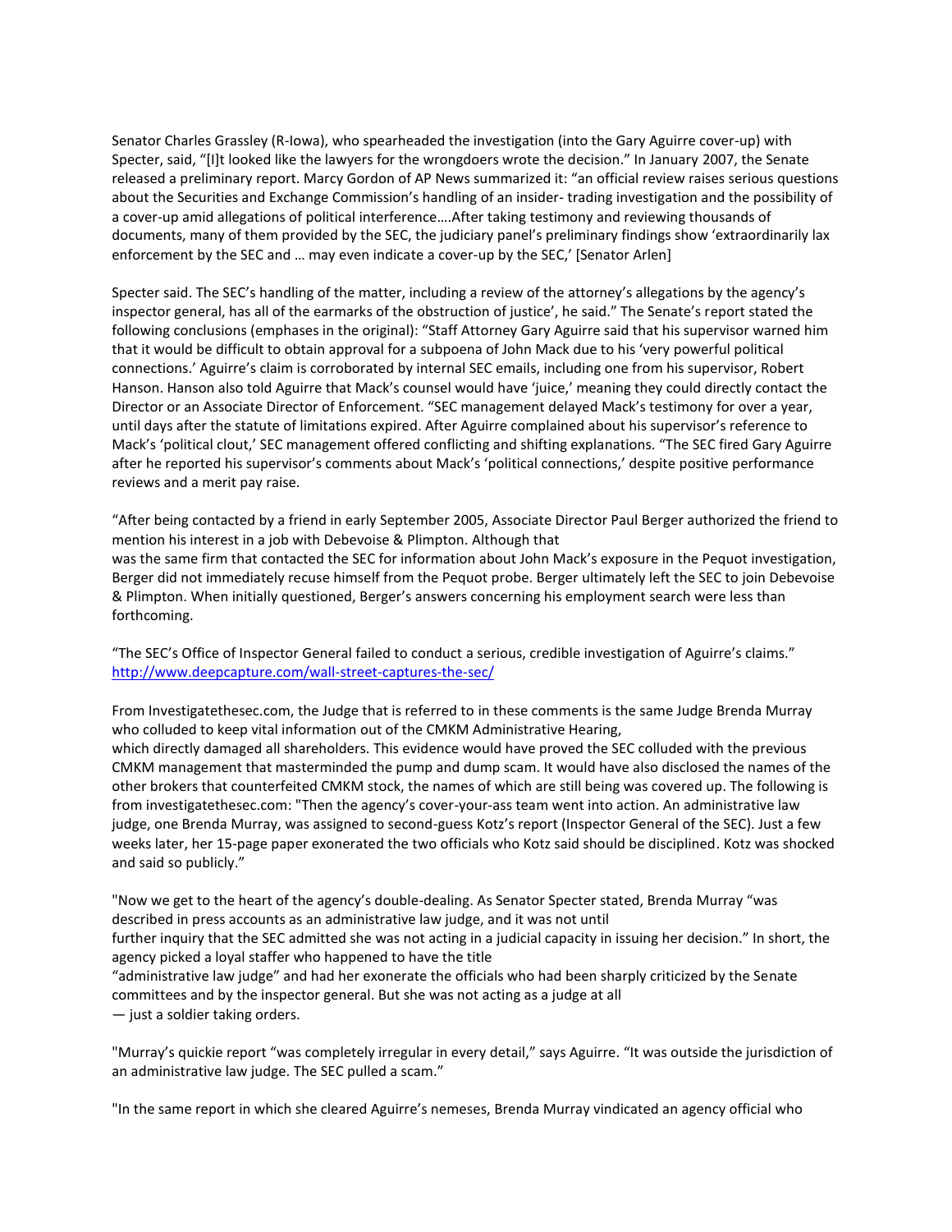Senator Charles Grassley (R-Iowa), who spearheaded the investigation (into the Gary Aguirre cover-up) with Specter, said, "[I]t looked like the lawyers for the wrongdoers wrote the decision." In January 2007, the Senate released a preliminary report. Marcy Gordon of AP News summarized it: "an official review raises serious questions about the Securities and Exchange Commission's handling of an insider- trading investigation and the possibility of a cover-up amid allegations of political interference….After taking testimony and reviewing thousands of documents, many of them provided by the SEC, the judiciary panel's preliminary findings show 'extraordinarily lax enforcement by the SEC and … may even indicate a cover-up by the SEC,' [Senator Arlen]

Specter said. The SEC's handling of the matter, including a review of the attorney's allegations by the agency's inspector general, has all of the earmarks of the obstruction of justice', he said." The Senate's report stated the following conclusions (emphases in the original): "Staff Attorney Gary Aguirre said that his supervisor warned him that it would be difficult to obtain approval for a subpoena of John Mack due to his 'very powerful political connections.' Aguirre's claim is corroborated by internal SEC emails, including one from his supervisor, Robert Hanson. Hanson also told Aguirre that Mack's counsel would have 'juice,' meaning they could directly contact the Director or an Associate Director of Enforcement. "SEC management delayed Mack's testimony for over a year, until days after the statute of limitations expired. After Aguirre complained about his supervisor's reference to Mack's 'political clout,' SEC management offered conflicting and shifting explanations. "The SEC fired Gary Aguirre after he reported his supervisor's comments about Mack's 'political connections,' despite positive performance reviews and a merit pay raise.

"After being contacted by a friend in early September 2005, Associate Director Paul Berger authorized the friend to mention his interest in a job with Debevoise & Plimpton. Although that
was the same firm that contacted the SEC for information about John Mack's exposure in the Pequot investigation, Berger did not immediately recuse himself from the Pequot probe. Berger ultimately left the SEC to join Debevoise & Plimpton. When initially questioned, Berger's answers concerning his employment search were less than forthcoming.

"The SEC's Office of Inspector General failed to conduct a serious, credible investigation of Aguirre's claims."
http://www.deepcapture.com/wall-street-captures-the-sec/

From Investigatethesec.com, the Judge that is referred to in these comments is the same Judge Brenda Murray who colluded to keep vital information out of the CMKM Administrative Hearing,
which directly damaged all shareholders. This evidence would have proved the SEC colluded with the previous CMKM management that masterminded the pump and dump scam. It would have also disclosed the names of the other brokers that counterfeited CMKM stock, the names of which are still being was covered up. The following is from investigatethesec.com: "Then the agency's cover-your-ass team went into action. An administrative law judge, one Brenda Murray, was assigned to second-guess Kotz's report (Inspector General of the SEC). Just a few weeks later, her 15-page paper exonerated the two officials who Kotz said should be disciplined. Kotz was shocked and said so publicly."

"Now we get to the heart of the agency's double-dealing. As Senator Specter stated, Brenda Murray "was described in press accounts as an administrative law judge, and it was not until
further inquiry that the SEC admitted she was not acting in a judicial capacity in issuing her decision." In short, the agency picked a loyal staffer who happened to have the title
"administrative law judge" and had her exonerate the officials who had been sharply criticized by the Senate committees and by the inspector general. But she was not acting as a judge at all
— just a soldier taking orders.

"Murray's quickie report "was completely irregular in every detail," says Aguirre. "It was outside the jurisdiction of an administrative law judge. The SEC pulled a scam."

"In the same report in which she cleared Aguirre's nemeses, Brenda Murray vindicated an agency official who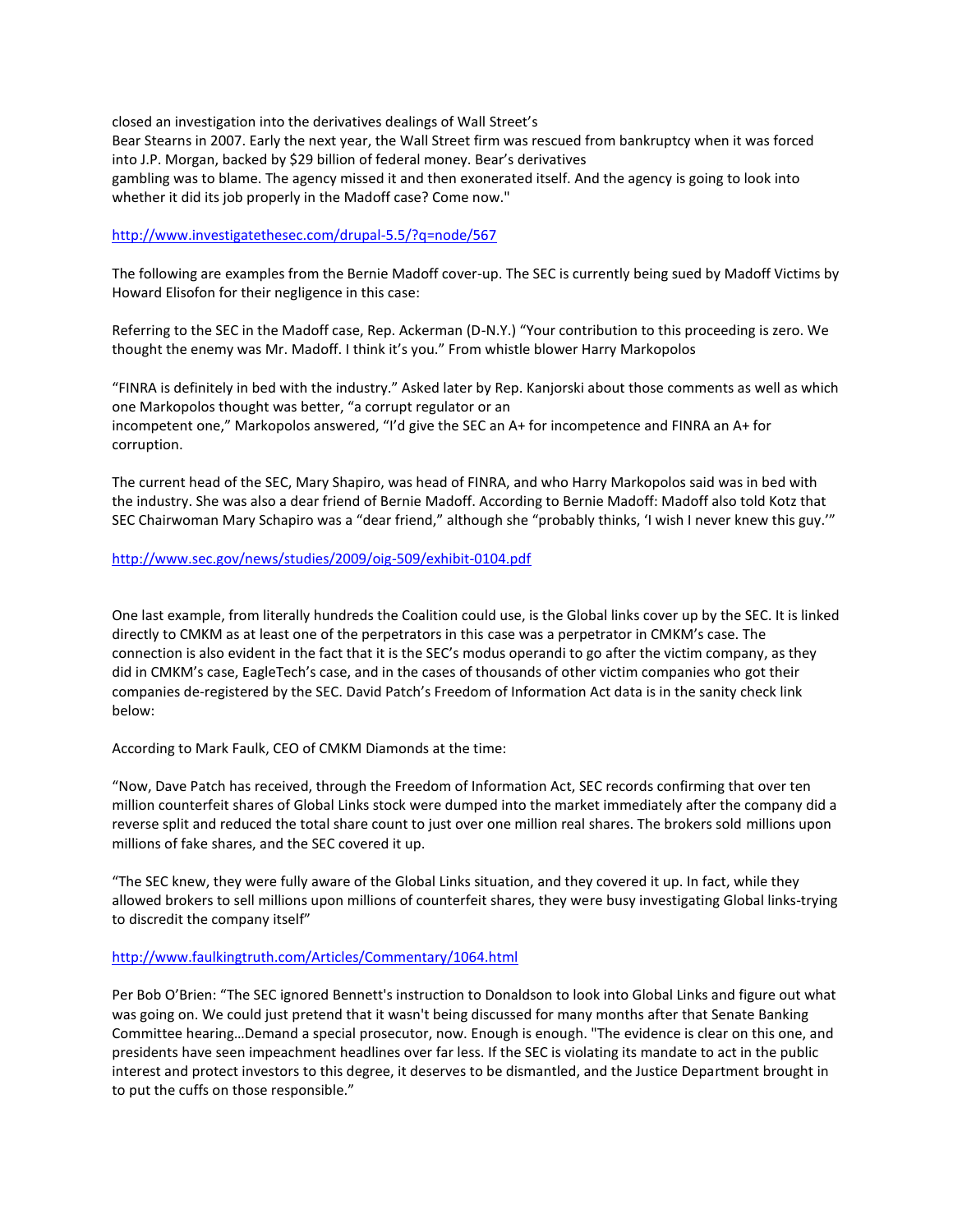closed an investigation into the derivatives dealings of Wall Street's
Bear Stearns in 2007. Early the next year, the Wall Street firm was rescued from bankruptcy when it was forced into J.P. Morgan, backed by $29 billion of federal money. Bear's derivatives
gambling was to blame. The agency missed it and then exonerated itself. And the agency is going to look into whether it did its job properly in the Madoff case? Come now."

http://www.investigatethesec.com/drupal-5.5/?q=node/567

The following are examples from the Bernie Madoff cover-up. The SEC is currently being sued by Madoff Victims by Howard Elisofon for their negligence in this case:

Referring to the SEC in the Madoff case, Rep. Ackerman (D-N.Y.) "Your contribution to this proceeding is zero. We thought the enemy was Mr. Madoff. I think it's you." From whistle blower Harry Markopolos

"FINRA is definitely in bed with the industry." Asked later by Rep. Kanjorski about those comments as well as which one Markopolos thought was better, "a corrupt regulator or an
incompetent one," Markopolos answered, "I'd give the SEC an A+ for incompetence and FINRA an A+ for corruption.

The current head of the SEC, Mary Shapiro, was head of FINRA, and who Harry Markopolos said was in bed with the industry. She was also a dear friend of Bernie Madoff. According to Bernie Madoff: Madoff also told Kotz that SEC Chairwoman Mary Schapiro was a "dear friend," although she "probably thinks, 'I wish I never knew this guy.'"

http://www.sec.gov/news/studies/2009/oig-509/exhibit-0104.pdf

One last example, from literally hundreds the Coalition could use, is the Global links cover up by the SEC. It is linked directly to CMKM as at least one of the perpetrators in this case was a perpetrator in CMKM's case. The connection is also evident in the fact that it is the SEC's modus operandi to go after the victim company, as they did in CMKM's case, EagleTech's case, and in the cases of thousands of other victim companies who got their companies de-registered by the SEC. David Patch's Freedom of Information Act data is in the sanity check link below:

According to Mark Faulk, CEO of CMKM Diamonds at the time:

"Now, Dave Patch has received, through the Freedom of Information Act, SEC records confirming that over ten million counterfeit shares of Global Links stock were dumped into the market immediately after the company did a reverse split and reduced the total share count to just over one million real shares. The brokers sold millions upon millions of fake shares, and the SEC covered it up.

"The SEC knew, they were fully aware of the Global Links situation, and they covered it up. In fact, while they allowed brokers to sell millions upon millions of counterfeit shares, they were busy investigating Global links-trying to discredit the company itself"

http://www.faulkingtruth.com/Articles/Commentary/1064.html

Per Bob O'Brien: "The SEC ignored Bennett's instruction to Donaldson to look into Global Links and figure out what was going on. We could just pretend that it wasn't being discussed for many months after that Senate Banking Committee hearing…Demand a special prosecutor, now. Enough is enough. "The evidence is clear on this one, and presidents have seen impeachment headlines over far less. If the SEC is violating its mandate to act in the public interest and protect investors to this degree, it deserves to be dismantled, and the Justice Department brought in to put the cuffs on those responsible."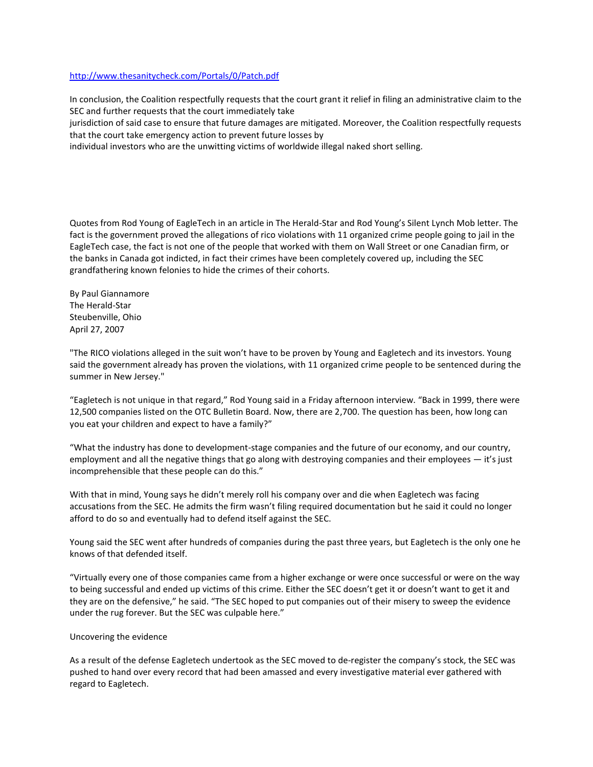http://www.thesanitycheck.com/Portals/0/Patch.pdf

In conclusion, the Coalition respectfully requests that the court grant it relief in filing an administrative claim to the SEC and further requests that the court immediately take jurisdiction of said case to ensure that future damages are mitigated. Moreover, the Coalition respectfully requests that the court take emergency action to prevent future losses by individual investors who are the unwitting victims of worldwide illegal naked short selling.

Quotes from Rod Young of EagleTech in an article in The Herald-Star and Rod Young's Silent Lynch Mob letter. The fact is the government proved the allegations of rico violations with 11 organized crime people going to jail in the EagleTech case, the fact is not one of the people that worked with them on Wall Street or one Canadian firm, or the banks in Canada got indicted, in fact their crimes have been completely covered up, including the SEC grandfathering known felonies to hide the crimes of their cohorts.

By Paul Giannamore
The Herald-Star
Steubenville, Ohio
April 27, 2007

"The RICO violations alleged in the suit won't have to be proven by Young and Eagletech and its investors. Young said the government already has proven the violations, with 11 organized crime people to be sentenced during the summer in New Jersey."

"Eagletech is not unique in that regard," Rod Young said in a Friday afternoon interview. "Back in 1999, there were 12,500 companies listed on the OTC Bulletin Board. Now, there are 2,700. The question has been, how long can you eat your children and expect to have a family?"

"What the industry has done to development-stage companies and the future of our economy, and our country, employment and all the negative things that go along with destroying companies and their employees — it's just incomprehensible that these people can do this."

With that in mind, Young says he didn't merely roll his company over and die when Eagletech was facing accusations from the SEC. He admits the firm wasn't filing required documentation but he said it could no longer afford to do so and eventually had to defend itself against the SEC.

Young said the SEC went after hundreds of companies during the past three years, but Eagletech is the only one he knows of that defended itself.

"Virtually every one of those companies came from a higher exchange or were once successful or were on the way to being successful and ended up victims of this crime. Either the SEC doesn't get it or doesn't want to get it and they are on the defensive," he said. "The SEC hoped to put companies out of their misery to sweep the evidence under the rug forever. But the SEC was culpable here."

Uncovering the evidence

As a result of the defense Eagletech undertook as the SEC moved to de-register the company's stock, the SEC was pushed to hand over every record that had been amassed and every investigative material ever gathered with regard to Eagletech.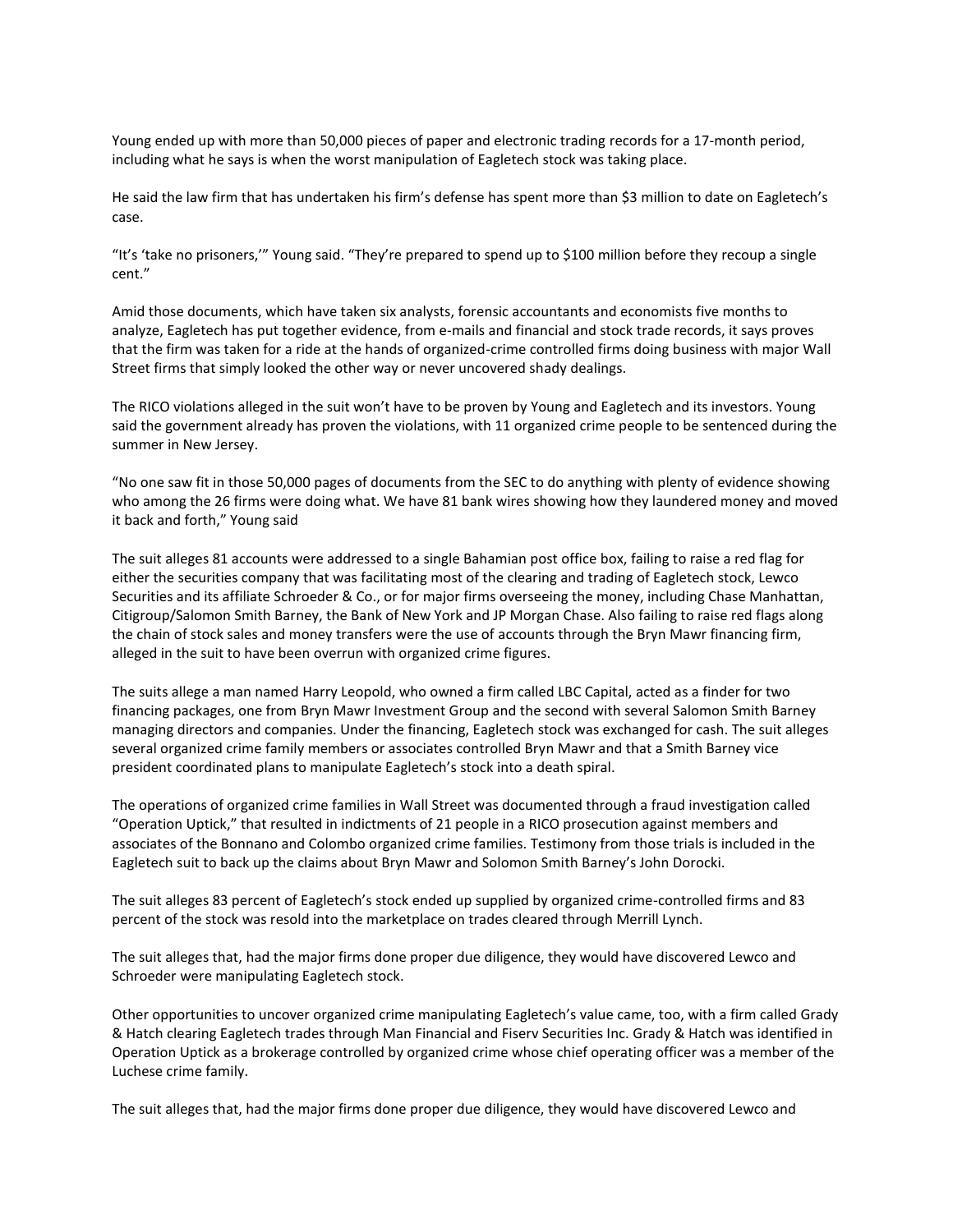Young ended up with more than 50,000 pieces of paper and electronic trading records for a 17-month period, including what he says is when the worst manipulation of Eagletech stock was taking place.

He said the law firm that has undertaken his firm's defense has spent more than $3 million to date on Eagletech's case.

"It's 'take no prisoners,'" Young said. "They're prepared to spend up to $100 million before they recoup a single cent."

Amid those documents, which have taken six analysts, forensic accountants and economists five months to analyze, Eagletech has put together evidence, from e-mails and financial and stock trade records, it says proves that the firm was taken for a ride at the hands of organized-crime controlled firms doing business with major Wall Street firms that simply looked the other way or never uncovered shady dealings.

The RICO violations alleged in the suit won't have to be proven by Young and Eagletech and its investors. Young said the government already has proven the violations, with 11 organized crime people to be sentenced during the summer in New Jersey.

"No one saw fit in those 50,000 pages of documents from the SEC to do anything with plenty of evidence showing who among the 26 firms were doing what. We have 81 bank wires showing how they laundered money and moved it back and forth," Young said

The suit alleges 81 accounts were addressed to a single Bahamian post office box, failing to raise a red flag for either the securities company that was facilitating most of the clearing and trading of Eagletech stock, Lewco Securities and its affiliate Schroeder & Co., or for major firms overseeing the money, including Chase Manhattan, Citigroup/Salomon Smith Barney, the Bank of New York and JP Morgan Chase. Also failing to raise red flags along the chain of stock sales and money transfers were the use of accounts through the Bryn Mawr financing firm, alleged in the suit to have been overrun with organized crime figures.

The suits allege a man named Harry Leopold, who owned a firm called LBC Capital, acted as a finder for two financing packages, one from Bryn Mawr Investment Group and the second with several Salomon Smith Barney managing directors and companies. Under the financing, Eagletech stock was exchanged for cash. The suit alleges several organized crime family members or associates controlled Bryn Mawr and that a Smith Barney vice president coordinated plans to manipulate Eagletech's stock into a death spiral.

The operations of organized crime families in Wall Street was documented through a fraud investigation called "Operation Uptick," that resulted in indictments of 21 people in a RICO prosecution against members and associates of the Bonnano and Colombo organized crime families. Testimony from those trials is included in the Eagletech suit to back up the claims about Bryn Mawr and Solomon Smith Barney's John Dorocki.

The suit alleges 83 percent of Eagletech's stock ended up supplied by organized crime-controlled firms and 83 percent of the stock was resold into the marketplace on trades cleared through Merrill Lynch.

The suit alleges that, had the major firms done proper due diligence, they would have discovered Lewco and Schroeder were manipulating Eagletech stock.

Other opportunities to uncover organized crime manipulating Eagletech's value came, too, with a firm called Grady & Hatch clearing Eagletech trades through Man Financial and Fiserv Securities Inc. Grady & Hatch was identified in Operation Uptick as a brokerage controlled by organized crime whose chief operating officer was a member of the Luchese crime family.

The suit alleges that, had the major firms done proper due diligence, they would have discovered Lewco and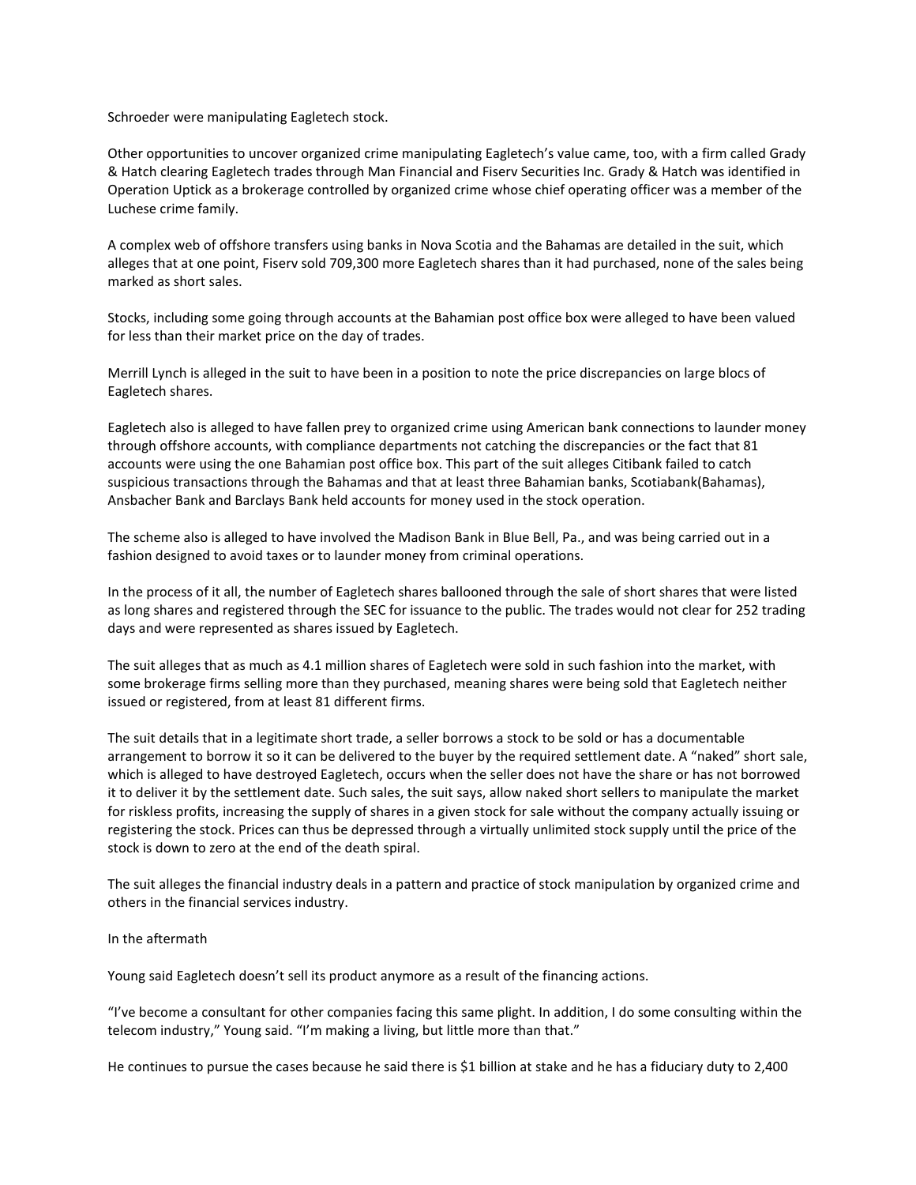Schroeder were manipulating Eagletech stock.

Other opportunities to uncover organized crime manipulating Eagletech's value came, too, with a firm called Grady & Hatch clearing Eagletech trades through Man Financial and Fiserv Securities Inc. Grady & Hatch was identified in Operation Uptick as a brokerage controlled by organized crime whose chief operating officer was a member of the Luchese crime family.

A complex web of offshore transfers using banks in Nova Scotia and the Bahamas are detailed in the suit, which alleges that at one point, Fiserv sold 709,300 more Eagletech shares than it had purchased, none of the sales being marked as short sales.

Stocks, including some going through accounts at the Bahamian post office box were alleged to have been valued for less than their market price on the day of trades.

Merrill Lynch is alleged in the suit to have been in a position to note the price discrepancies on large blocs of Eagletech shares.

Eagletech also is alleged to have fallen prey to organized crime using American bank connections to launder money through offshore accounts, with compliance departments not catching the discrepancies or the fact that 81 accounts were using the one Bahamian post office box. This part of the suit alleges Citibank failed to catch suspicious transactions through the Bahamas and that at least three Bahamian banks, Scotiabank(Bahamas), Ansbacher Bank and Barclays Bank held accounts for money used in the stock operation.

The scheme also is alleged to have involved the Madison Bank in Blue Bell, Pa., and was being carried out in a fashion designed to avoid taxes or to launder money from criminal operations.

In the process of it all, the number of Eagletech shares ballooned through the sale of short shares that were listed as long shares and registered through the SEC for issuance to the public. The trades would not clear for 252 trading days and were represented as shares issued by Eagletech.

The suit alleges that as much as 4.1 million shares of Eagletech were sold in such fashion into the market, with some brokerage firms selling more than they purchased, meaning shares were being sold that Eagletech neither issued or registered, from at least 81 different firms.

The suit details that in a legitimate short trade, a seller borrows a stock to be sold or has a documentable arrangement to borrow it so it can be delivered to the buyer by the required settlement date. A "naked" short sale, which is alleged to have destroyed Eagletech, occurs when the seller does not have the share or has not borrowed it to deliver it by the settlement date. Such sales, the suit says, allow naked short sellers to manipulate the market for riskless profits, increasing the supply of shares in a given stock for sale without the company actually issuing or registering the stock. Prices can thus be depressed through a virtually unlimited stock supply until the price of the stock is down to zero at the end of the death spiral.

The suit alleges the financial industry deals in a pattern and practice of stock manipulation by organized crime and others in the financial services industry.

In the aftermath

Young said Eagletech doesn't sell its product anymore as a result of the financing actions.

"I've become a consultant for other companies facing this same plight. In addition, I do some consulting within the telecom industry," Young said. "I'm making a living, but little more than that."

He continues to pursue the cases because he said there is $1 billion at stake and he has a fiduciary duty to 2,400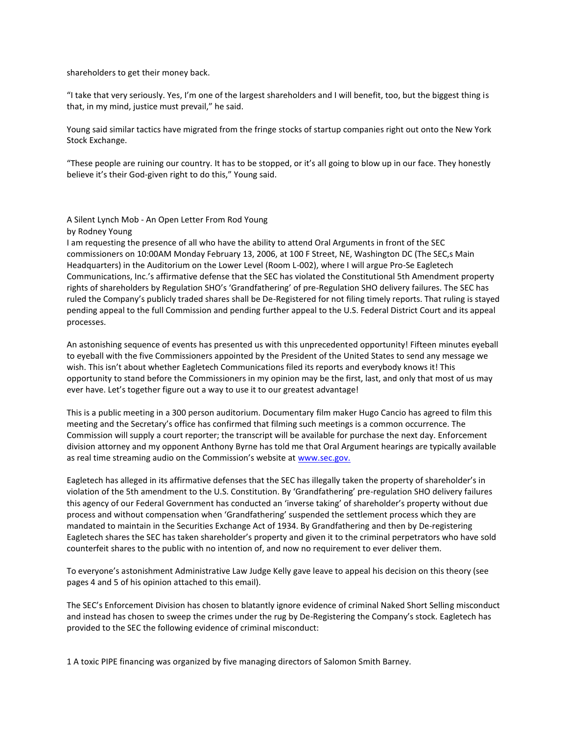shareholders to get their money back.

“I take that very seriously. Yes, I’m one of the largest shareholders and I will benefit, too, but the biggest thing is that, in my mind, justice must prevail,” he said.

Young said similar tactics have migrated from the fringe stocks of startup companies right out onto the New York Stock Exchange.

“These people are ruining our country. It has to be stopped, or it’s all going to blow up in our face. They honestly believe it’s their God-given right to do this,” Young said.

A Silent Lynch Mob - An Open Letter From Rod Young

by Rodney Young

I am requesting the presence of all who have the ability to attend Oral Arguments in front of the SEC commissioners on 10:00AM Monday February 13, 2006, at 100 F Street, NE, Washington DC (The SEC,s Main Headquarters) in the Auditorium on the Lower Level (Room L-002), where I will argue Pro-Se Eagletech Communications, Inc.’s affirmative defense that the SEC has violated the Constitutional 5th Amendment property rights of shareholders by Regulation SHO’s ‘Grandfathering’ of pre-Regulation SHO delivery failures. The SEC has ruled the Company’s publicly traded shares shall be De-Registered for not filing timely reports. That ruling is stayed pending appeal to the full Commission and pending further appeal to the U.S. Federal District Court and its appeal processes.

An astonishing sequence of events has presented us with this unprecedented opportunity! Fifteen minutes eyeball to eyeball with the five Commissioners appointed by the President of the United States to send any message we wish. This isn’t about whether Eagletech Communications filed its reports and everybody knows it! This opportunity to stand before the Commissioners in my opinion may be the first, last, and only that most of us may ever have. Let’s together figure out a way to use it to our greatest advantage!

This is a public meeting in a 300 person auditorium. Documentary film maker Hugo Cancio has agreed to film this meeting and the Secretary’s office has confirmed that filming such meetings is a common occurrence. The Commission will supply a court reporter; the transcript will be available for purchase the next day. Enforcement division attorney and my opponent Anthony Byrne has told me that Oral Argument hearings are typically available as real time streaming audio on the Commission’s website at www.sec.gov.

Eagletech has alleged in its affirmative defenses that the SEC has illegally taken the property of shareholder’s in violation of the 5th amendment to the U.S. Constitution. By ‘Grandfathering’ pre-regulation SHO delivery failures this agency of our Federal Government has conducted an ‘inverse taking’ of shareholder’s property without due process and without compensation when ‘Grandfathering’ suspended the settlement process which they are mandated to maintain in the Securities Exchange Act of 1934. By Grandfathering and then by De-registering Eagletech shares the SEC has taken shareholder’s property and given it to the criminal perpetrators who have sold counterfeit shares to the public with no intention of, and now no requirement to ever deliver them.

To everyone’s astonishment Administrative Law Judge Kelly gave leave to appeal his decision on this theory (see pages 4 and 5 of his opinion attached to this email).

The SEC’s Enforcement Division has chosen to blatantly ignore evidence of criminal Naked Short Selling misconduct and instead has chosen to sweep the crimes under the rug by De-Registering the Company’s stock. Eagletech has provided to the SEC the following evidence of criminal misconduct:

1 A toxic PIPE financing was organized by five managing directors of Salomon Smith Barney.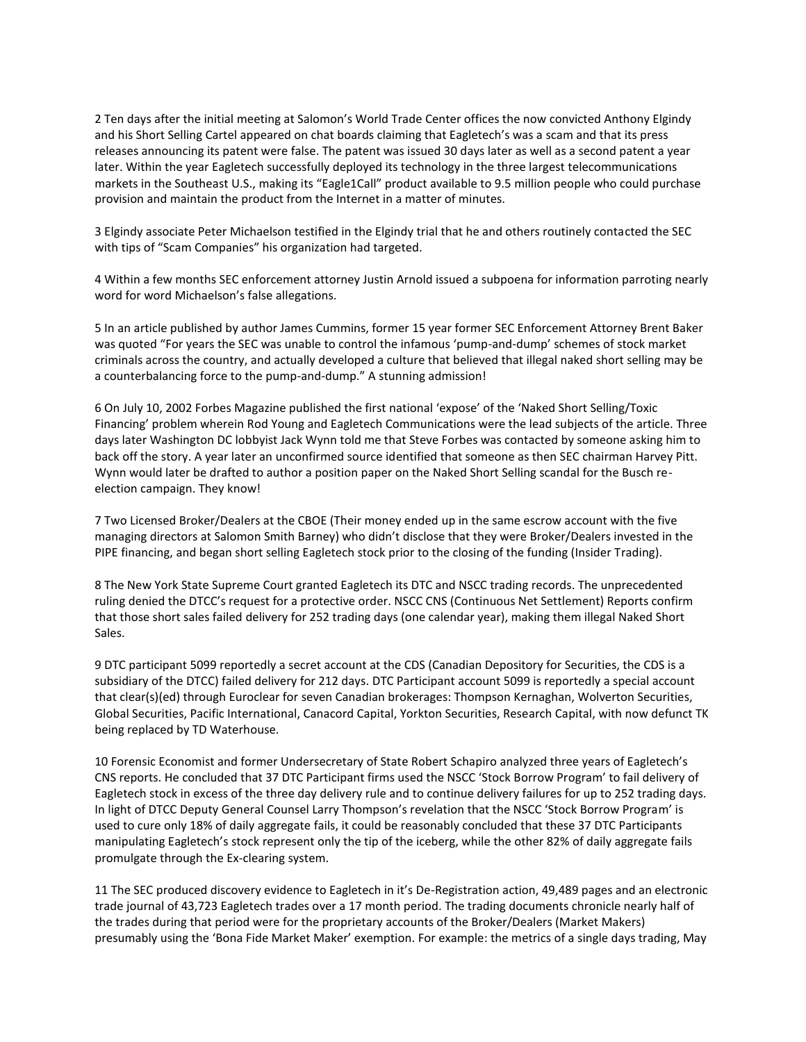2 Ten days after the initial meeting at Salomon's World Trade Center offices the now convicted Anthony Elgindy and his Short Selling Cartel appeared on chat boards claiming that Eagletech's was a scam and that its press releases announcing its patent were false. The patent was issued 30 days later as well as a second patent a year later. Within the year Eagletech successfully deployed its technology in the three largest telecommunications markets in the Southeast U.S., making its "Eagle1Call" product available to 9.5 million people who could purchase provision and maintain the product from the Internet in a matter of minutes.

3 Elgindy associate Peter Michaelson testified in the Elgindy trial that he and others routinely contacted the SEC with tips of "Scam Companies" his organization had targeted.

4 Within a few months SEC enforcement attorney Justin Arnold issued a subpoena for information parroting nearly word for word Michaelson's false allegations.

5 In an article published by author James Cummins, former 15 year former SEC Enforcement Attorney Brent Baker was quoted "For years the SEC was unable to control the infamous 'pump-and-dump' schemes of stock market criminals across the country, and actually developed a culture that believed that illegal naked short selling may be a counterbalancing force to the pump-and-dump." A stunning admission!

6 On July 10, 2002 Forbes Magazine published the first national 'expose' of the 'Naked Short Selling/Toxic Financing' problem wherein Rod Young and Eagletech Communications were the lead subjects of the article. Three days later Washington DC lobbyist Jack Wynn told me that Steve Forbes was contacted by someone asking him to back off the story. A year later an unconfirmed source identified that someone as then SEC chairman Harvey Pitt. Wynn would later be drafted to author a position paper on the Naked Short Selling scandal for the Busch re-election campaign. They know!

7 Two Licensed Broker/Dealers at the CBOE (Their money ended up in the same escrow account with the five managing directors at Salomon Smith Barney) who didn't disclose that they were Broker/Dealers invested in the PIPE financing, and began short selling Eagletech stock prior to the closing of the funding (Insider Trading).

8 The New York State Supreme Court granted Eagletech its DTC and NSCC trading records. The unprecedented ruling denied the DTCC's request for a protective order. NSCC CNS (Continuous Net Settlement) Reports confirm that those short sales failed delivery for 252 trading days (one calendar year), making them illegal Naked Short Sales.

9 DTC participant 5099 reportedly a secret account at the CDS (Canadian Depository for Securities, the CDS is a subsidiary of the DTCC) failed delivery for 212 days. DTC Participant account 5099 is reportedly a special account that clear(s)(ed) through Euroclear for seven Canadian brokerages: Thompson Kernaghan, Wolverton Securities, Global Securities, Pacific International, Canacord Capital, Yorkton Securities, Research Capital, with now defunct TK being replaced by TD Waterhouse.

10 Forensic Economist and former Undersecretary of State Robert Schapiro analyzed three years of Eagletech's CNS reports. He concluded that 37 DTC Participant firms used the NSCC 'Stock Borrow Program' to fail delivery of Eagletech stock in excess of the three day delivery rule and to continue delivery failures for up to 252 trading days. In light of DTCC Deputy General Counsel Larry Thompson's revelation that the NSCC 'Stock Borrow Program' is used to cure only 18% of daily aggregate fails, it could be reasonably concluded that these 37 DTC Participants manipulating Eagletech's stock represent only the tip of the iceberg, while the other 82% of daily aggregate fails promulgate through the Ex-clearing system.

11 The SEC produced discovery evidence to Eagletech in it's De-Registration action, 49,489 pages and an electronic trade journal of 43,723 Eagletech trades over a 17 month period. The trading documents chronicle nearly half of the trades during that period were for the proprietary accounts of the Broker/Dealers (Market Makers) presumably using the 'Bona Fide Market Maker' exemption. For example: the metrics of a single days trading, May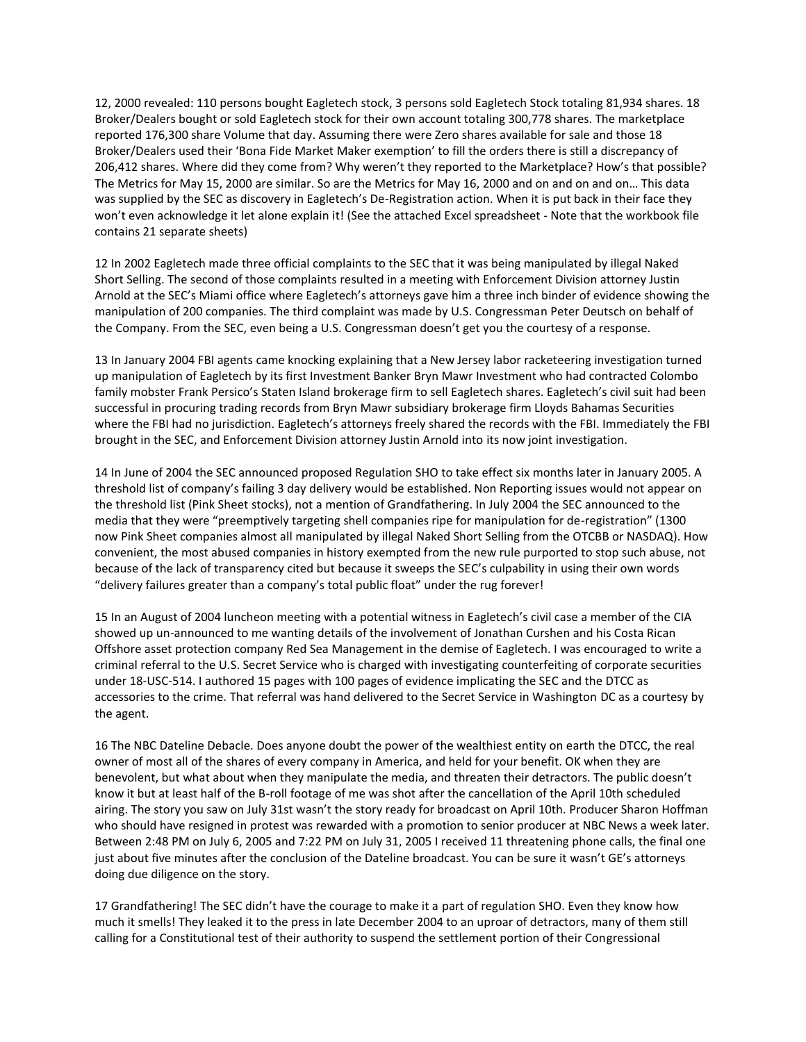12, 2000 revealed: 110 persons bought Eagletech stock, 3 persons sold Eagletech Stock totaling 81,934 shares. 18 Broker/Dealers bought or sold Eagletech stock for their own account totaling 300,778 shares. The marketplace reported 176,300 share Volume that day. Assuming there were Zero shares available for sale and those 18 Broker/Dealers used their 'Bona Fide Market Maker exemption' to fill the orders there is still a discrepancy of 206,412 shares. Where did they come from? Why weren't they reported to the Marketplace? How's that possible? The Metrics for May 15, 2000 are similar. So are the Metrics for May 16, 2000 and on and on and on… This data was supplied by the SEC as discovery in Eagletech's De-Registration action. When it is put back in their face they won't even acknowledge it let alone explain it! (See the attached Excel spreadsheet - Note that the workbook file contains 21 separate sheets)

12 In 2002 Eagletech made three official complaints to the SEC that it was being manipulated by illegal Naked Short Selling. The second of those complaints resulted in a meeting with Enforcement Division attorney Justin Arnold at the SEC's Miami office where Eagletech's attorneys gave him a three inch binder of evidence showing the manipulation of 200 companies. The third complaint was made by U.S. Congressman Peter Deutsch on behalf of the Company. From the SEC, even being a U.S. Congressman doesn't get you the courtesy of a response.

13 In January 2004 FBI agents came knocking explaining that a New Jersey labor racketeering investigation turned up manipulation of Eagletech by its first Investment Banker Bryn Mawr Investment who had contracted Colombo family mobster Frank Persico's Staten Island brokerage firm to sell Eagletech shares. Eagletech's civil suit had been successful in procuring trading records from Bryn Mawr subsidiary brokerage firm Lloyds Bahamas Securities where the FBI had no jurisdiction. Eagletech's attorneys freely shared the records with the FBI. Immediately the FBI brought in the SEC, and Enforcement Division attorney Justin Arnold into its now joint investigation.

14 In June of 2004 the SEC announced proposed Regulation SHO to take effect six months later in January 2005. A threshold list of company's failing 3 day delivery would be established. Non Reporting issues would not appear on the threshold list (Pink Sheet stocks), not a mention of Grandfathering. In July 2004 the SEC announced to the media that they were "preemptively targeting shell companies ripe for manipulation for de-registration" (1300 now Pink Sheet companies almost all manipulated by illegal Naked Short Selling from the OTCBB or NASDAQ). How convenient, the most abused companies in history exempted from the new rule purported to stop such abuse, not because of the lack of transparency cited but because it sweeps the SEC's culpability in using their own words "delivery failures greater than a company's total public float" under the rug forever!

15 In an August of 2004 luncheon meeting with a potential witness in Eagletech's civil case a member of the CIA showed up un-announced to me wanting details of the involvement of Jonathan Curshen and his Costa Rican Offshore asset protection company Red Sea Management in the demise of Eagletech. I was encouraged to write a criminal referral to the U.S. Secret Service who is charged with investigating counterfeiting of corporate securities under 18-USC-514. I authored 15 pages with 100 pages of evidence implicating the SEC and the DTCC as accessories to the crime. That referral was hand delivered to the Secret Service in Washington DC as a courtesy by the agent.

16 The NBC Dateline Debacle. Does anyone doubt the power of the wealthiest entity on earth the DTCC, the real owner of most all of the shares of every company in America, and held for your benefit. OK when they are benevolent, but what about when they manipulate the media, and threaten their detractors. The public doesn't know it but at least half of the B-roll footage of me was shot after the cancellation of the April 10th scheduled airing. The story you saw on July 31st wasn't the story ready for broadcast on April 10th. Producer Sharon Hoffman who should have resigned in protest was rewarded with a promotion to senior producer at NBC News a week later. Between 2:48 PM on July 6, 2005 and 7:22 PM on July 31, 2005 I received 11 threatening phone calls, the final one just about five minutes after the conclusion of the Dateline broadcast. You can be sure it wasn't GE's attorneys doing due diligence on the story.

17 Grandfathering! The SEC didn't have the courage to make it a part of regulation SHO. Even they know how much it smells! They leaked it to the press in late December 2004 to an uproar of detractors, many of them still calling for a Constitutional test of their authority to suspend the settlement portion of their Congressional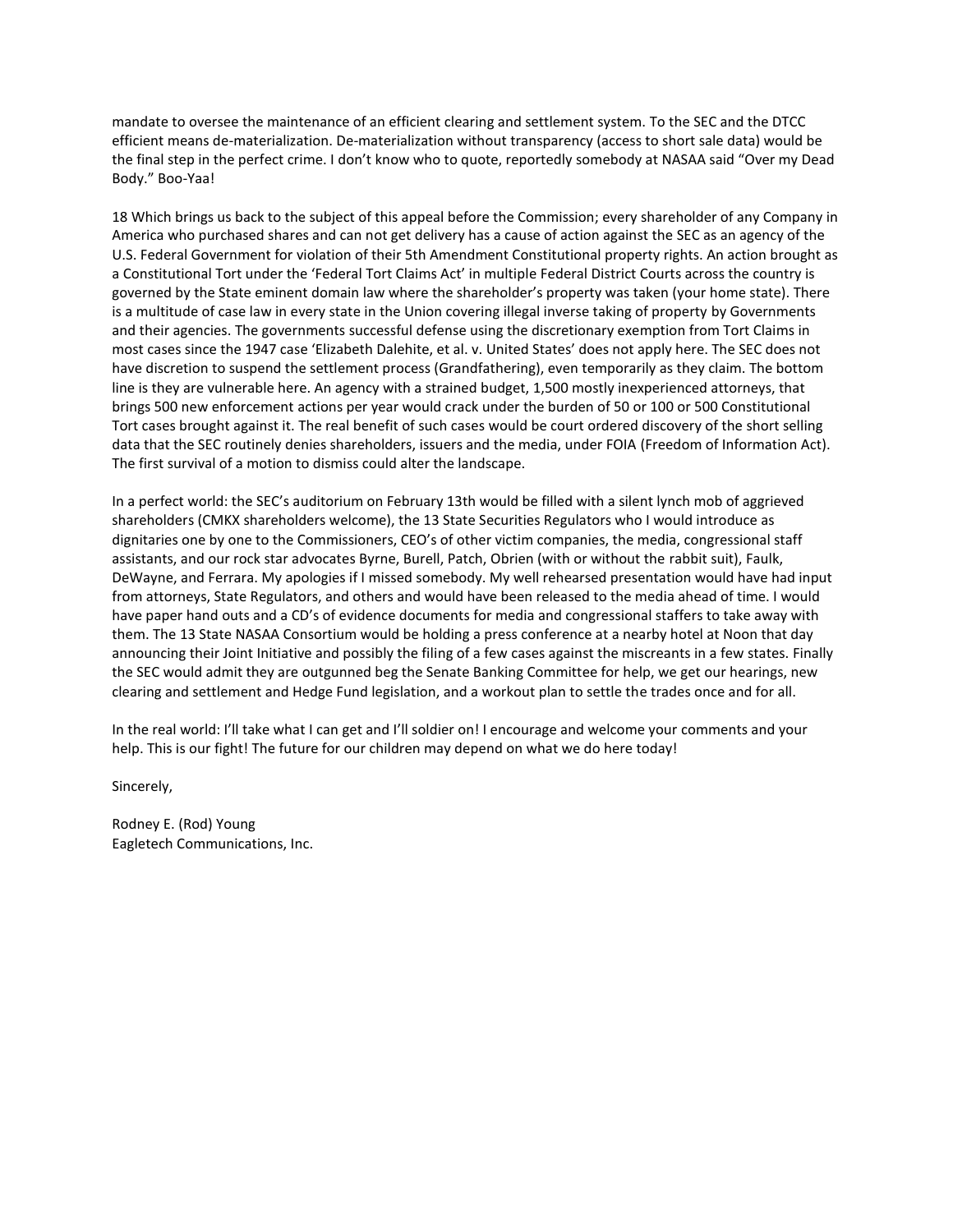mandate to oversee the maintenance of an efficient clearing and settlement system. To the SEC and the DTCC efficient means de-materialization. De-materialization without transparency (access to short sale data) would be the final step in the perfect crime. I don't know who to quote, reportedly somebody at NASAA said "Over my Dead Body." Boo-Yaa!

18 Which brings us back to the subject of this appeal before the Commission; every shareholder of any Company in America who purchased shares and can not get delivery has a cause of action against the SEC as an agency of the U.S. Federal Government for violation of their 5th Amendment Constitutional property rights. An action brought as a Constitutional Tort under the 'Federal Tort Claims Act' in multiple Federal District Courts across the country is governed by the State eminent domain law where the shareholder's property was taken (your home state). There is a multitude of case law in every state in the Union covering illegal inverse taking of property by Governments and their agencies. The governments successful defense using the discretionary exemption from Tort Claims in most cases since the 1947 case 'Elizabeth Dalehite, et al. v. United States' does not apply here. The SEC does not have discretion to suspend the settlement process (Grandfathering), even temporarily as they claim. The bottom line is they are vulnerable here. An agency with a strained budget, 1,500 mostly inexperienced attorneys, that brings 500 new enforcement actions per year would crack under the burden of 50 or 100 or 500 Constitutional Tort cases brought against it. The real benefit of such cases would be court ordered discovery of the short selling data that the SEC routinely denies shareholders, issuers and the media, under FOIA (Freedom of Information Act). The first survival of a motion to dismiss could alter the landscape.

In a perfect world: the SEC's auditorium on February 13th would be filled with a silent lynch mob of aggrieved shareholders (CMKX shareholders welcome), the 13 State Securities Regulators who I would introduce as dignitaries one by one to the Commissioners, CEO's of other victim companies, the media, congressional staff assistants, and our rock star advocates Byrne, Burell, Patch, Obrien (with or without the rabbit suit), Faulk, DeWayne, and Ferrara. My apologies if I missed somebody. My well rehearsed presentation would have had input from attorneys, State Regulators, and others and would have been released to the media ahead of time. I would have paper hand outs and a CD's of evidence documents for media and congressional staffers to take away with them. The 13 State NASAA Consortium would be holding a press conference at a nearby hotel at Noon that day announcing their Joint Initiative and possibly the filing of a few cases against the miscreants in a few states. Finally the SEC would admit they are outgunned beg the Senate Banking Committee for help, we get our hearings, new clearing and settlement and Hedge Fund legislation, and a workout plan to settle the trades once and for all.

In the real world: I'll take what I can get and I'll soldier on! I encourage and welcome your comments and your help. This is our fight! The future for our children may depend on what we do here today!

Sincerely,

Rodney E. (Rod) Young
Eagletech Communications, Inc.